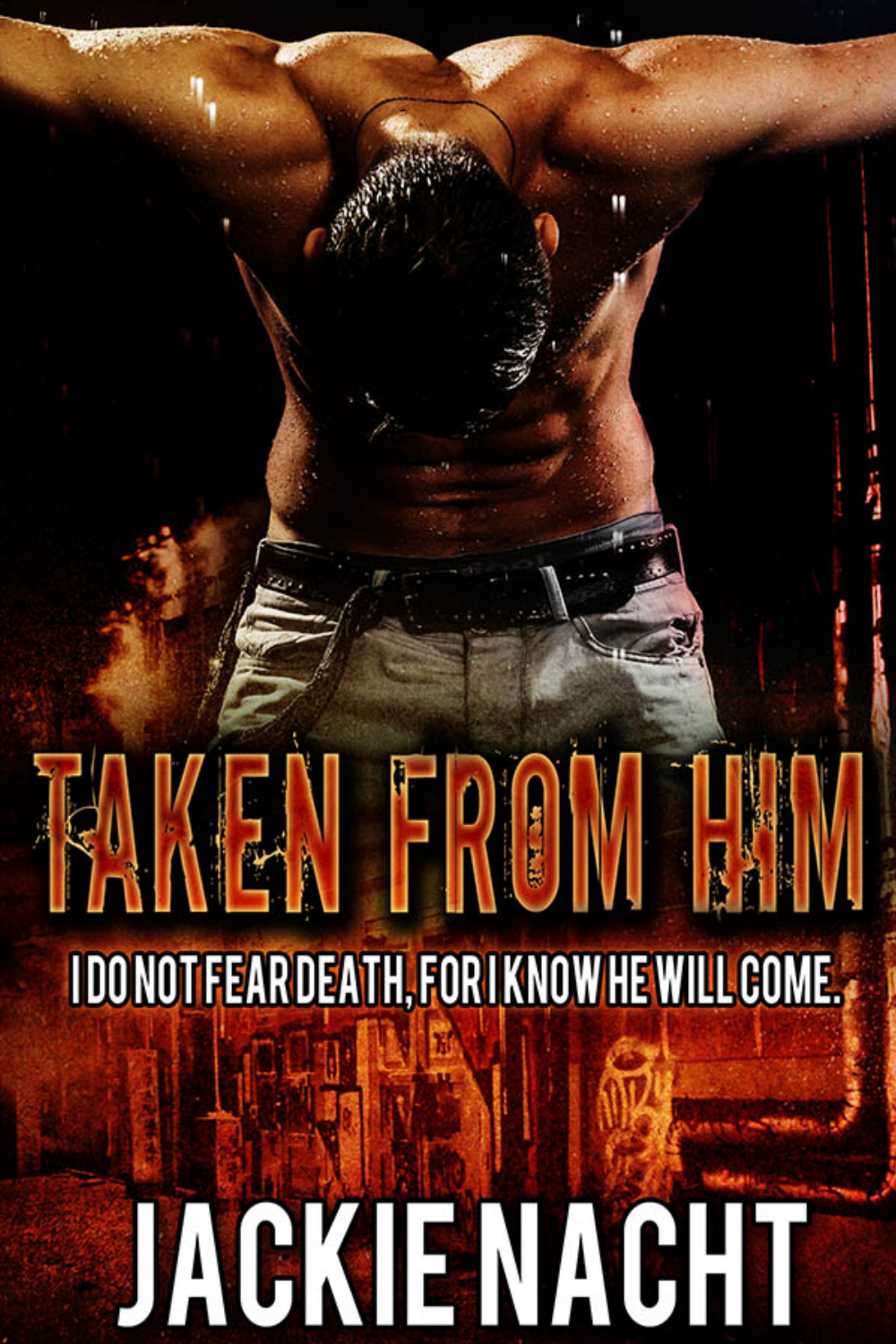# TAKEN FROM HIM

I DO NOT FEAR DEATH, FOR I KNOW HE WILL COME.

JACKIE NACHT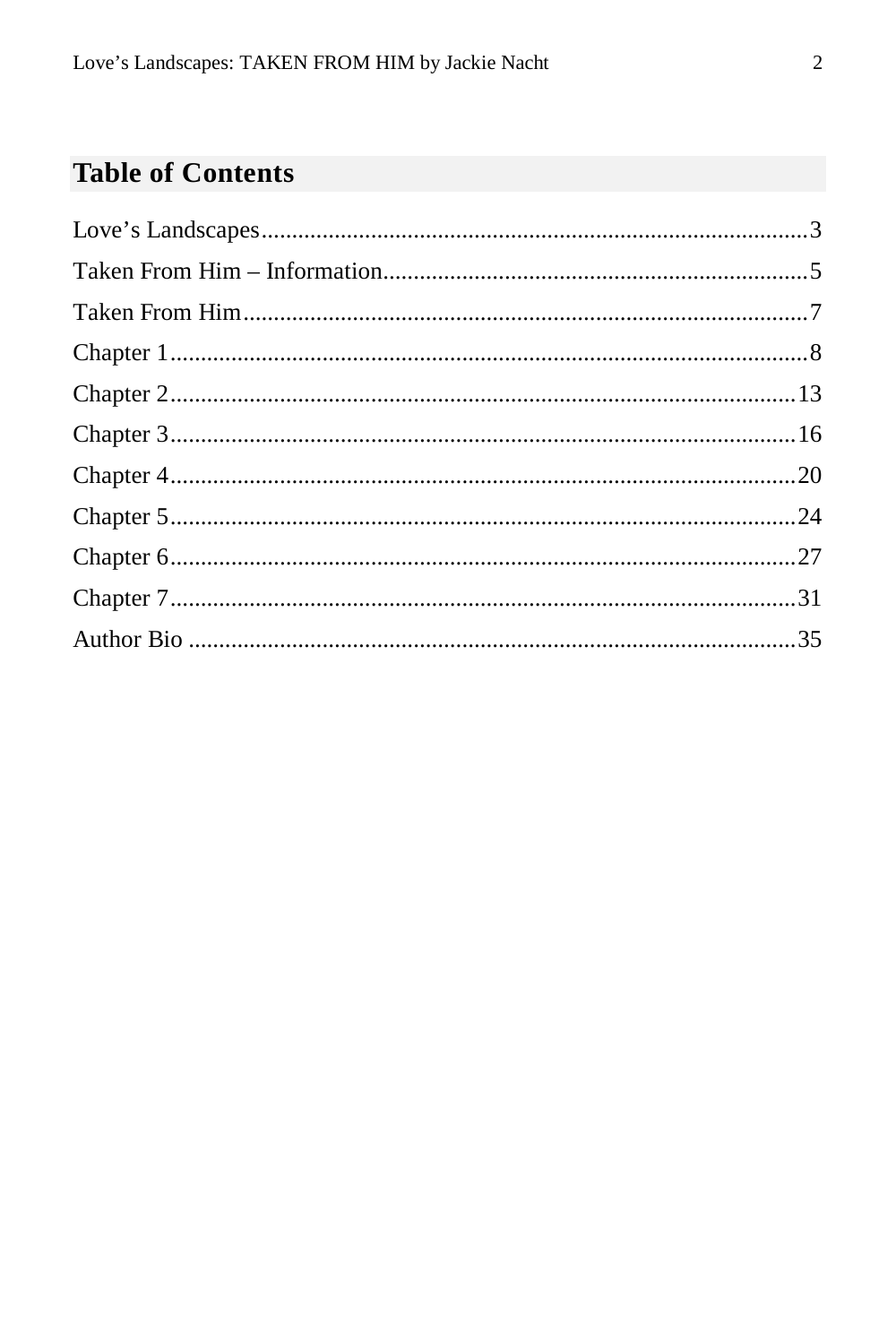## Table of Contents

Love's Landscapes........................................................................................3
Taken From Him – Information....................................................................5
Taken From Him..........................................................................................7
Chapter 1.......................................................................................................8
Chapter 2.....................................................................................................13
Chapter 3.....................................................................................................16
Chapter 4.....................................................................................................20
Chapter 5.....................................................................................................24
Chapter 6.....................................................................................................27
Chapter 7.....................................................................................................31
Author Bio ..................................................................................................35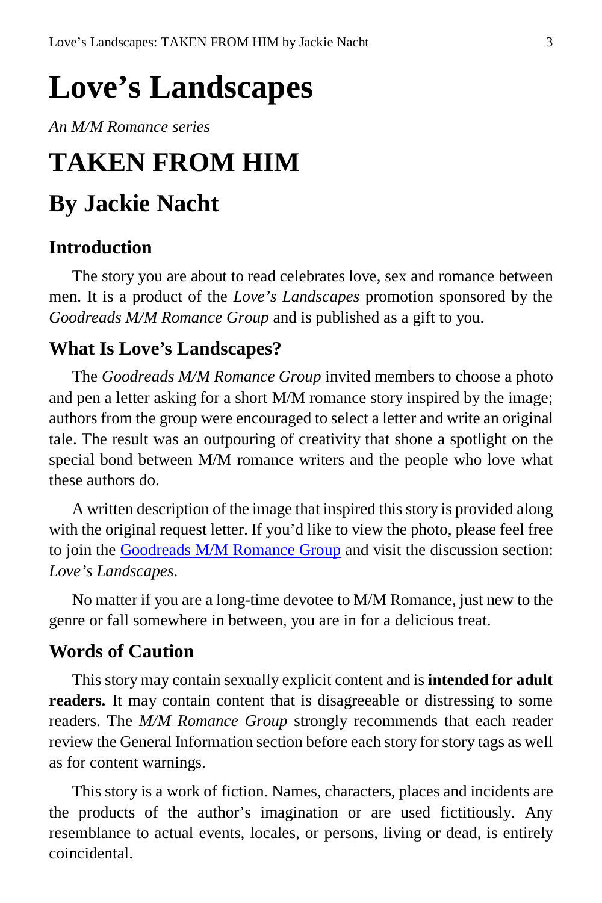# Love's Landscapes

*An M/M Romance series*

# TAKEN FROM HIM

## By Jackie Nacht

### Introduction

The story you are about to read celebrates love, sex and romance between men. It is a product of the *Love's Landscapes* promotion sponsored by the *Goodreads M/M Romance Group* and is published as a gift to you.

### What Is Love's Landscapes?

The *Goodreads M/M Romance Group* invited members to choose a photo and pen a letter asking for a short M/M romance story inspired by the image; authors from the group were encouraged to select a letter and write an original tale. The result was an outpouring of creativity that shone a spotlight on the special bond between M/M romance writers and the people who love what these authors do.

A written description of the image that inspired this story is provided along with the original request letter. If you'd like to view the photo, please feel free to join the Goodreads M/M Romance Group and visit the discussion section: *Love's Landscapes*.

No matter if you are a long-time devotee to M/M Romance, just new to the genre or fall somewhere in between, you are in for a delicious treat.

### Words of Caution

This story may contain sexually explicit content and is **intended for adult readers.** It may contain content that is disagreeable or distressing to some readers. The *M/M Romance Group* strongly recommends that each reader review the General Information section before each story for story tags as well as for content warnings.

This story is a work of fiction. Names, characters, places and incidents are the products of the author's imagination or are used fictitiously. Any resemblance to actual events, locales, or persons, living or dead, is entirely coincidental.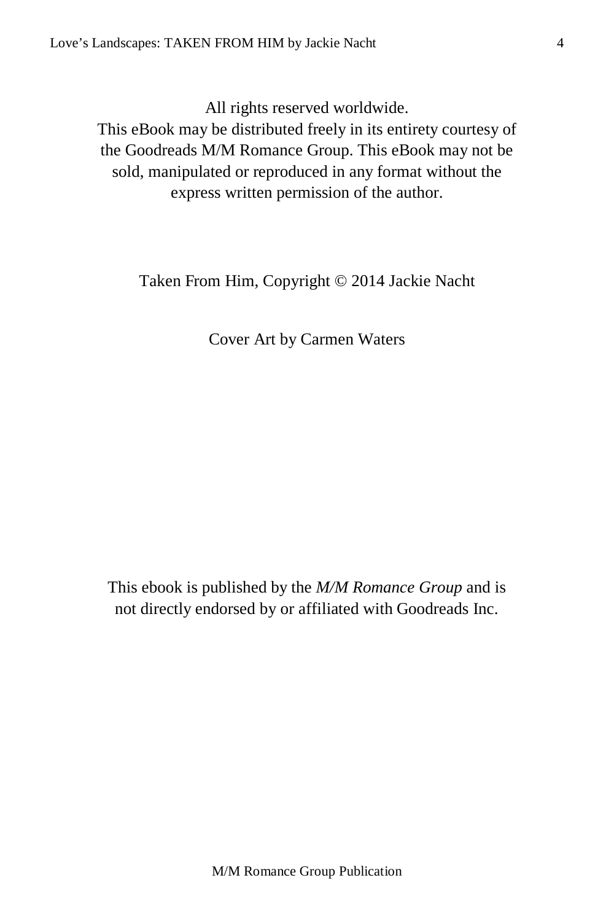All rights reserved worldwide.
This eBook may be distributed freely in its entirety courtesy of the Goodreads M/M Romance Group. This eBook may not be sold, manipulated or reproduced in any format without the express written permission of the author.

Taken From Him, Copyright © 2014 Jackie Nacht

Cover Art by Carmen Waters

This ebook is published by the *M/M Romance Group* and is not directly endorsed by or affiliated with Goodreads Inc.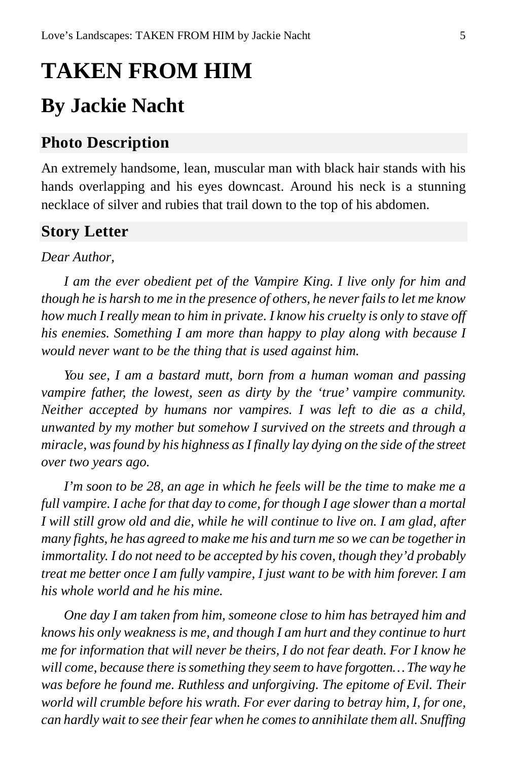# TAKEN FROM HIM

## By Jackie Nacht

### Photo Description

An extremely handsome, lean, muscular man with black hair stands with his hands overlapping and his eyes downcast. Around his neck is a stunning necklace of silver and rubies that trail down to the top of his abdomen.

### Story Letter

*Dear Author,*

*I am the ever obedient pet of the Vampire King. I live only for him and though he is harsh to me in the presence of others, he never fails to let me know how much I really mean to him in private. I know his cruelty is only to stave off his enemies. Something I am more than happy to play along with because I would never want to be the thing that is used against him.*

*You see, I am a bastard mutt, born from a human woman and passing vampire father, the lowest, seen as dirty by the 'true' vampire community. Neither accepted by humans nor vampires. I was left to die as a child, unwanted by my mother but somehow I survived on the streets and through a miracle, was found by his highness as I finally lay dying on the side of the street over two years ago.*

*I'm soon to be 28, an age in which he feels will be the time to make me a full vampire. I ache for that day to come, for though I age slower than a mortal I will still grow old and die, while he will continue to live on. I am glad, after many fights, he has agreed to make me his and turn me so we can be together in immortality. I do not need to be accepted by his coven, though they'd probably treat me better once I am fully vampire, I just want to be with him forever. I am his whole world and he his mine.*

*One day I am taken from him, someone close to him has betrayed him and knows his only weakness is me, and though I am hurt and they continue to hurt me for information that will never be theirs, I do not fear death. For I know he will come, because there is something they seem to have forgotten… The way he was before he found me. Ruthless and unforgiving. The epitome of Evil. Their world will crumble before his wrath. For ever daring to betray him, I, for one, can hardly wait to see their fear when he comes to annihilate them all. Snuffing*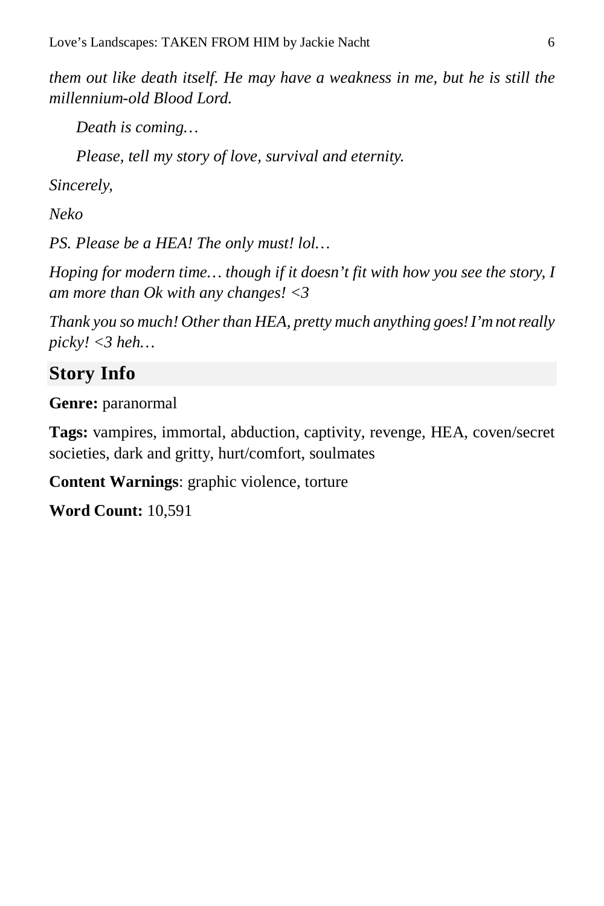*them out like death itself. He may have a weakness in me, but he is still the millennium-old Blood Lord.*

*Death is coming…*

*Please, tell my story of love, survival and eternity.*

*Sincerely,*

*Neko*

*PS. Please be a HEA! The only must! lol…*

*Hoping for modern time… though if it doesn't fit with how you see the story, I am more than Ok with any changes! <3*

*Thank you so much! Other than HEA, pretty much anything goes! I'm not really picky! <3 heh…*

## Story Info

**Genre:** paranormal

**Tags:** vampires, immortal, abduction, captivity, revenge, HEA, coven/secret societies, dark and gritty, hurt/comfort, soulmates

**Content Warnings**: graphic violence, torture

**Word Count:** 10,591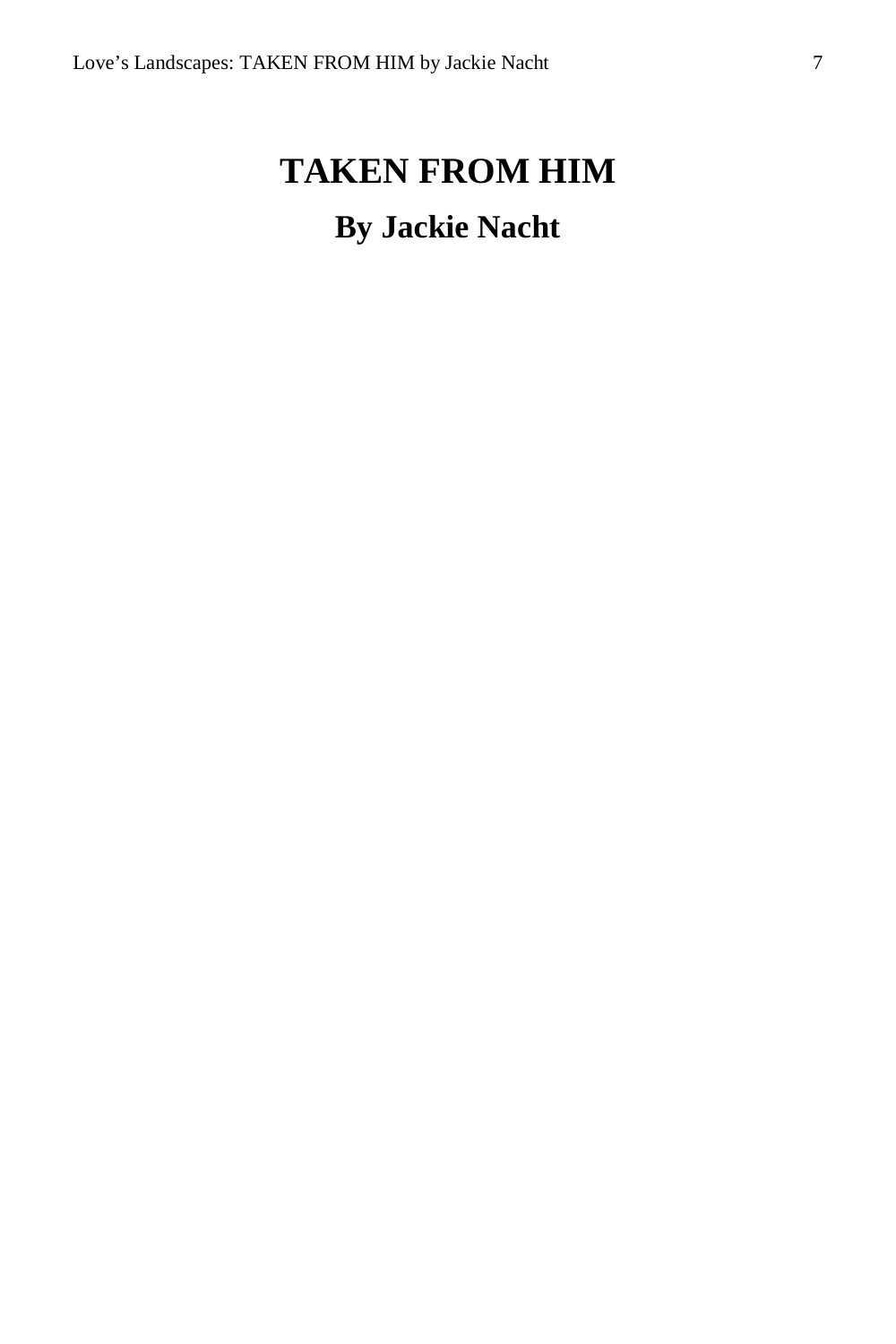# TAKEN FROM HIM

## By Jackie Nacht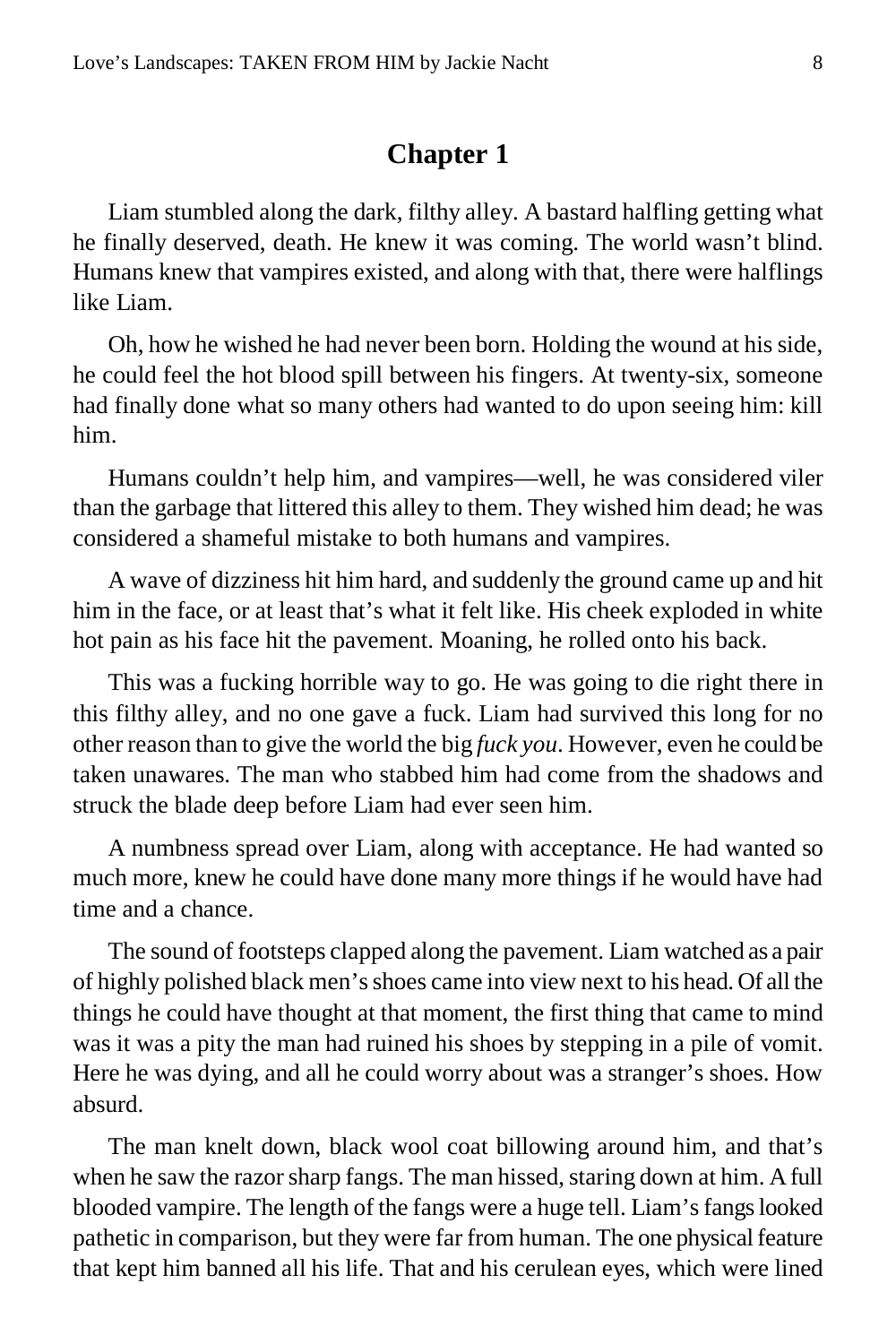## Chapter 1

Liam stumbled along the dark, filthy alley. A bastard halfling getting what he finally deserved, death. He knew it was coming. The world wasn't blind. Humans knew that vampires existed, and along with that, there were halflings like Liam.

Oh, how he wished he had never been born. Holding the wound at his side, he could feel the hot blood spill between his fingers. At twenty-six, someone had finally done what so many others had wanted to do upon seeing him: kill him.

Humans couldn't help him, and vampires—well, he was considered viler than the garbage that littered this alley to them. They wished him dead; he was considered a shameful mistake to both humans and vampires.

A wave of dizziness hit him hard, and suddenly the ground came up and hit him in the face, or at least that's what it felt like. His cheek exploded in white hot pain as his face hit the pavement. Moaning, he rolled onto his back.

This was a fucking horrible way to go. He was going to die right there in this filthy alley, and no one gave a fuck. Liam had survived this long for no other reason than to give the world the big *fuck you*. However, even he could be taken unawares. The man who stabbed him had come from the shadows and struck the blade deep before Liam had ever seen him.

A numbness spread over Liam, along with acceptance. He had wanted so much more, knew he could have done many more things if he would have had time and a chance.

The sound of footsteps clapped along the pavement. Liam watched as a pair of highly polished black men's shoes came into view next to his head. Of all the things he could have thought at that moment, the first thing that came to mind was it was a pity the man had ruined his shoes by stepping in a pile of vomit. Here he was dying, and all he could worry about was a stranger's shoes. How absurd.

The man knelt down, black wool coat billowing around him, and that's when he saw the razor sharp fangs. The man hissed, staring down at him. A full blooded vampire. The length of the fangs were a huge tell. Liam's fangs looked pathetic in comparison, but they were far from human. The one physical feature that kept him banned all his life. That and his cerulean eyes, which were lined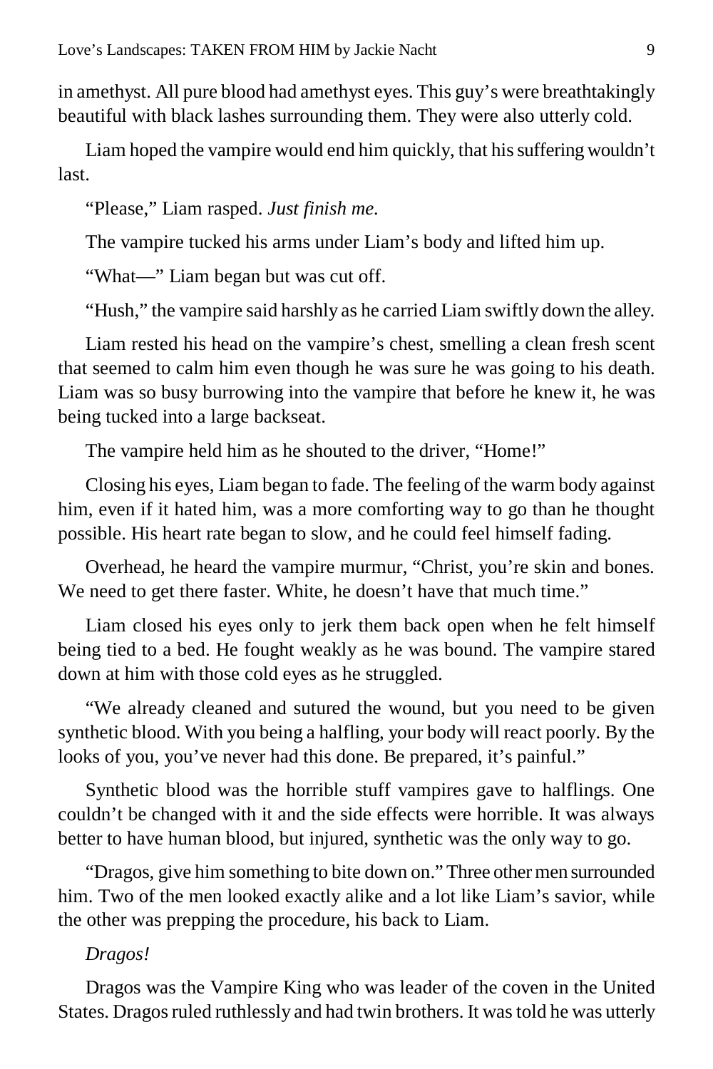in amethyst. All pure blood had amethyst eyes. This guy's were breathtakingly beautiful with black lashes surrounding them. They were also utterly cold.

Liam hoped the vampire would end him quickly, that his suffering wouldn't last.

"Please," Liam rasped. *Just finish me.*

The vampire tucked his arms under Liam's body and lifted him up.

"What—" Liam began but was cut off.

"Hush," the vampire said harshly as he carried Liam swiftly down the alley.

Liam rested his head on the vampire's chest, smelling a clean fresh scent that seemed to calm him even though he was sure he was going to his death. Liam was so busy burrowing into the vampire that before he knew it, he was being tucked into a large backseat.

The vampire held him as he shouted to the driver, "Home!"

Closing his eyes, Liam began to fade. The feeling of the warm body against him, even if it hated him, was a more comforting way to go than he thought possible. His heart rate began to slow, and he could feel himself fading.

Overhead, he heard the vampire murmur, "Christ, you're skin and bones. We need to get there faster. White, he doesn't have that much time."

Liam closed his eyes only to jerk them back open when he felt himself being tied to a bed. He fought weakly as he was bound. The vampire stared down at him with those cold eyes as he struggled.

"We already cleaned and sutured the wound, but you need to be given synthetic blood. With you being a halfling, your body will react poorly. By the looks of you, you've never had this done. Be prepared, it's painful."

Synthetic blood was the horrible stuff vampires gave to halflings. One couldn't be changed with it and the side effects were horrible. It was always better to have human blood, but injured, synthetic was the only way to go.

"Dragos, give him something to bite down on." Three other men surrounded him. Two of the men looked exactly alike and a lot like Liam's savior, while the other was prepping the procedure, his back to Liam.

*Dragos!*

Dragos was the Vampire King who was leader of the coven in the United States. Dragos ruled ruthlessly and had twin brothers. It was told he was utterly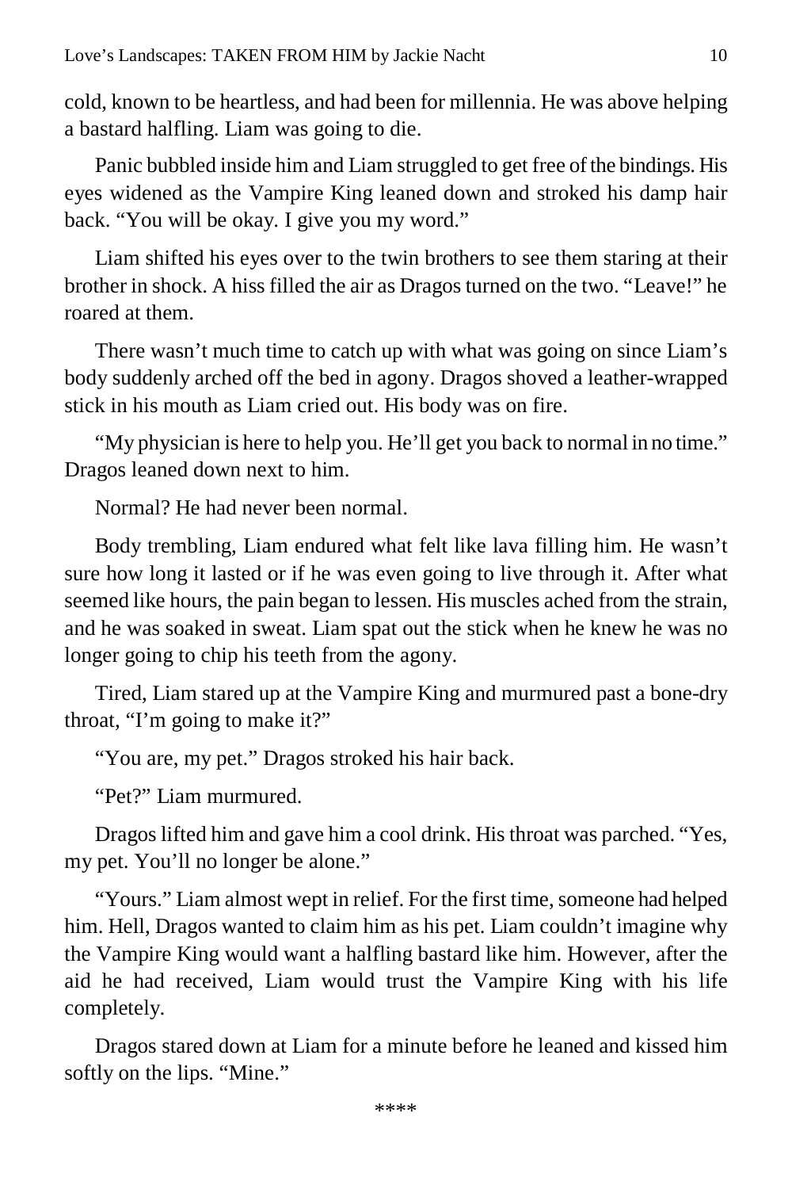cold, known to be heartless, and had been for millennia. He was above helping a bastard halfling. Liam was going to die.

Panic bubbled inside him and Liam struggled to get free of the bindings. His eyes widened as the Vampire King leaned down and stroked his damp hair back. "You will be okay. I give you my word."

Liam shifted his eyes over to the twin brothers to see them staring at their brother in shock. A hiss filled the air as Dragos turned on the two. "Leave!" he roared at them.

There wasn't much time to catch up with what was going on since Liam's body suddenly arched off the bed in agony. Dragos shoved a leather-wrapped stick in his mouth as Liam cried out. His body was on fire.

"My physician is here to help you. He'll get you back to normal in no time." Dragos leaned down next to him.

Normal? He had never been normal.

Body trembling, Liam endured what felt like lava filling him. He wasn't sure how long it lasted or if he was even going to live through it. After what seemed like hours, the pain began to lessen. His muscles ached from the strain, and he was soaked in sweat. Liam spat out the stick when he knew he was no longer going to chip his teeth from the agony.

Tired, Liam stared up at the Vampire King and murmured past a bone-dry throat, "I'm going to make it?"

"You are, my pet." Dragos stroked his hair back.

"Pet?" Liam murmured.

Dragos lifted him and gave him a cool drink. His throat was parched. "Yes, my pet. You'll no longer be alone."

"Yours." Liam almost wept in relief. For the first time, someone had helped him. Hell, Dragos wanted to claim him as his pet. Liam couldn't imagine why the Vampire King would want a halfling bastard like him. However, after the aid he had received, Liam would trust the Vampire King with his life completely.

Dragos stared down at Liam for a minute before he leaned and kissed him softly on the lips. "Mine."

****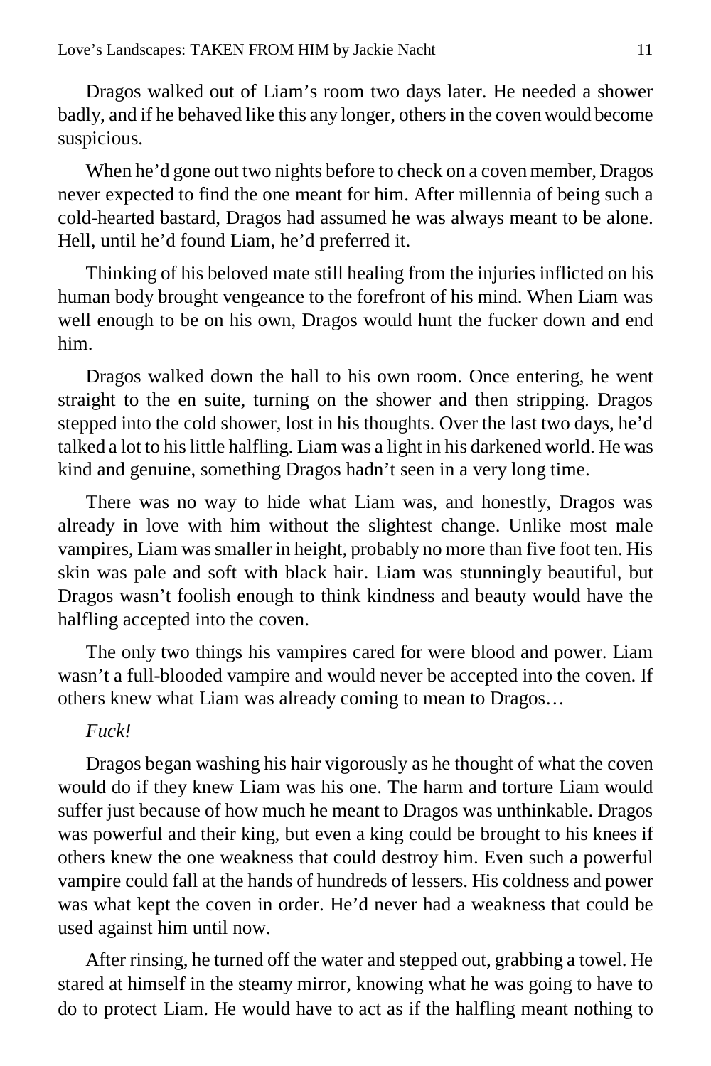Dragos walked out of Liam's room two days later. He needed a shower badly, and if he behaved like this any longer, others in the coven would become suspicious.

When he'd gone out two nights before to check on a coven member, Dragos never expected to find the one meant for him. After millennia of being such a cold-hearted bastard, Dragos had assumed he was always meant to be alone. Hell, until he'd found Liam, he'd preferred it.

Thinking of his beloved mate still healing from the injuries inflicted on his human body brought vengeance to the forefront of his mind. When Liam was well enough to be on his own, Dragos would hunt the fucker down and end him.

Dragos walked down the hall to his own room. Once entering, he went straight to the en suite, turning on the shower and then stripping. Dragos stepped into the cold shower, lost in his thoughts. Over the last two days, he'd talked a lot to his little halfling. Liam was a light in his darkened world. He was kind and genuine, something Dragos hadn't seen in a very long time.

There was no way to hide what Liam was, and honestly, Dragos was already in love with him without the slightest change. Unlike most male vampires, Liam was smaller in height, probably no more than five foot ten. His skin was pale and soft with black hair. Liam was stunningly beautiful, but Dragos wasn't foolish enough to think kindness and beauty would have the halfling accepted into the coven.

The only two things his vampires cared for were blood and power. Liam wasn't a full-blooded vampire and would never be accepted into the coven. If others knew what Liam was already coming to mean to Dragos…

*Fuck!*

Dragos began washing his hair vigorously as he thought of what the coven would do if they knew Liam was his one. The harm and torture Liam would suffer just because of how much he meant to Dragos was unthinkable. Dragos was powerful and their king, but even a king could be brought to his knees if others knew the one weakness that could destroy him. Even such a powerful vampire could fall at the hands of hundreds of lessers. His coldness and power was what kept the coven in order. He'd never had a weakness that could be used against him until now.

After rinsing, he turned off the water and stepped out, grabbing a towel. He stared at himself in the steamy mirror, knowing what he was going to have to do to protect Liam. He would have to act as if the halfling meant nothing to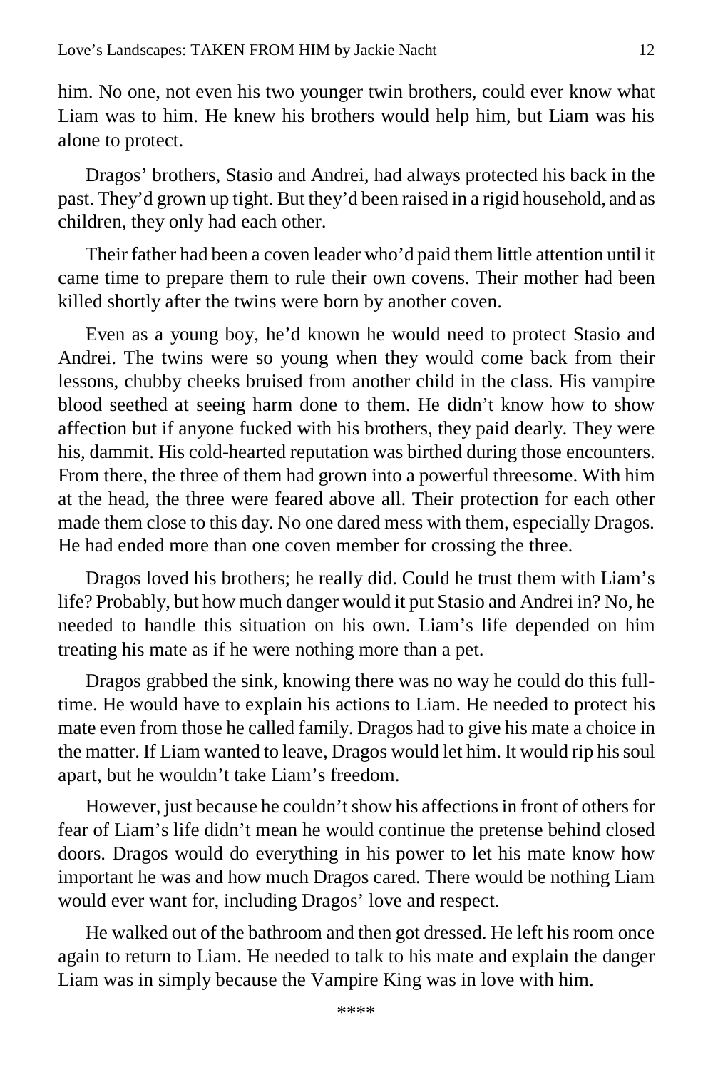him. No one, not even his two younger twin brothers, could ever know what Liam was to him. He knew his brothers would help him, but Liam was his alone to protect.

Dragos' brothers, Stasio and Andrei, had always protected his back in the past. They'd grown up tight. But they'd been raised in a rigid household, and as children, they only had each other.

Their father had been a coven leader who'd paid them little attention until it came time to prepare them to rule their own covens. Their mother had been killed shortly after the twins were born by another coven.

Even as a young boy, he'd known he would need to protect Stasio and Andrei. The twins were so young when they would come back from their lessons, chubby cheeks bruised from another child in the class. His vampire blood seethed at seeing harm done to them. He didn't know how to show affection but if anyone fucked with his brothers, they paid dearly. They were his, dammit. His cold-hearted reputation was birthed during those encounters. From there, the three of them had grown into a powerful threesome. With him at the head, the three were feared above all. Their protection for each other made them close to this day. No one dared mess with them, especially Dragos. He had ended more than one coven member for crossing the three.

Dragos loved his brothers; he really did. Could he trust them with Liam's life? Probably, but how much danger would it put Stasio and Andrei in? No, he needed to handle this situation on his own. Liam's life depended on him treating his mate as if he were nothing more than a pet.

Dragos grabbed the sink, knowing there was no way he could do this full-time. He would have to explain his actions to Liam. He needed to protect his mate even from those he called family. Dragos had to give his mate a choice in the matter. If Liam wanted to leave, Dragos would let him. It would rip his soul apart, but he wouldn't take Liam's freedom.

However, just because he couldn't show his affections in front of others for fear of Liam's life didn't mean he would continue the pretense behind closed doors. Dragos would do everything in his power to let his mate know how important he was and how much Dragos cared. There would be nothing Liam would ever want for, including Dragos' love and respect.

He walked out of the bathroom and then got dressed. He left his room once again to return to Liam. He needed to talk to his mate and explain the danger Liam was in simply because the Vampire King was in love with him.

****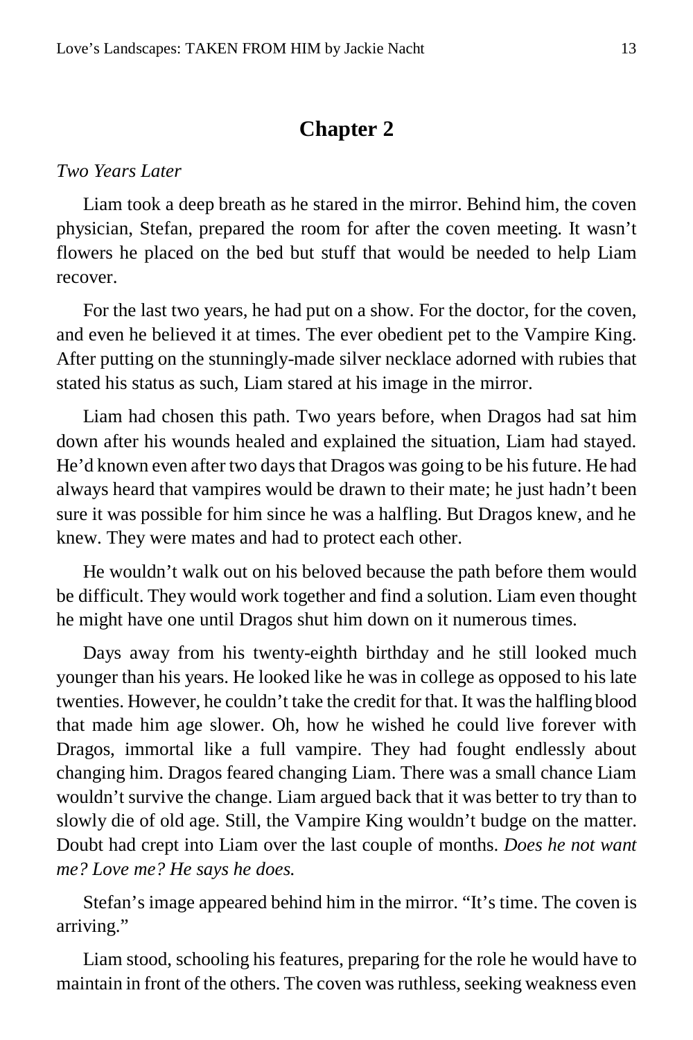## Chapter 2

*Two Years Later*

Liam took a deep breath as he stared in the mirror. Behind him, the coven physician, Stefan, prepared the room for after the coven meeting. It wasn't flowers he placed on the bed but stuff that would be needed to help Liam recover.

For the last two years, he had put on a show. For the doctor, for the coven, and even he believed it at times. The ever obedient pet to the Vampire King. After putting on the stunningly-made silver necklace adorned with rubies that stated his status as such, Liam stared at his image in the mirror.

Liam had chosen this path. Two years before, when Dragos had sat him down after his wounds healed and explained the situation, Liam had stayed. He'd known even after two days that Dragos was going to be his future. He had always heard that vampires would be drawn to their mate; he just hadn't been sure it was possible for him since he was a halfling. But Dragos knew, and he knew. They were mates and had to protect each other.

He wouldn't walk out on his beloved because the path before them would be difficult. They would work together and find a solution. Liam even thought he might have one until Dragos shut him down on it numerous times.

Days away from his twenty-eighth birthday and he still looked much younger than his years. He looked like he was in college as opposed to his late twenties. However, he couldn't take the credit for that. It was the halfling blood that made him age slower. Oh, how he wished he could live forever with Dragos, immortal like a full vampire. They had fought endlessly about changing him. Dragos feared changing Liam. There was a small chance Liam wouldn't survive the change. Liam argued back that it was better to try than to slowly die of old age. Still, the Vampire King wouldn't budge on the matter. Doubt had crept into Liam over the last couple of months. *Does he not want me? Love me? He says he does.*

Stefan's image appeared behind him in the mirror. "It's time. The coven is arriving."

Liam stood, schooling his features, preparing for the role he would have to maintain in front of the others. The coven was ruthless, seeking weakness even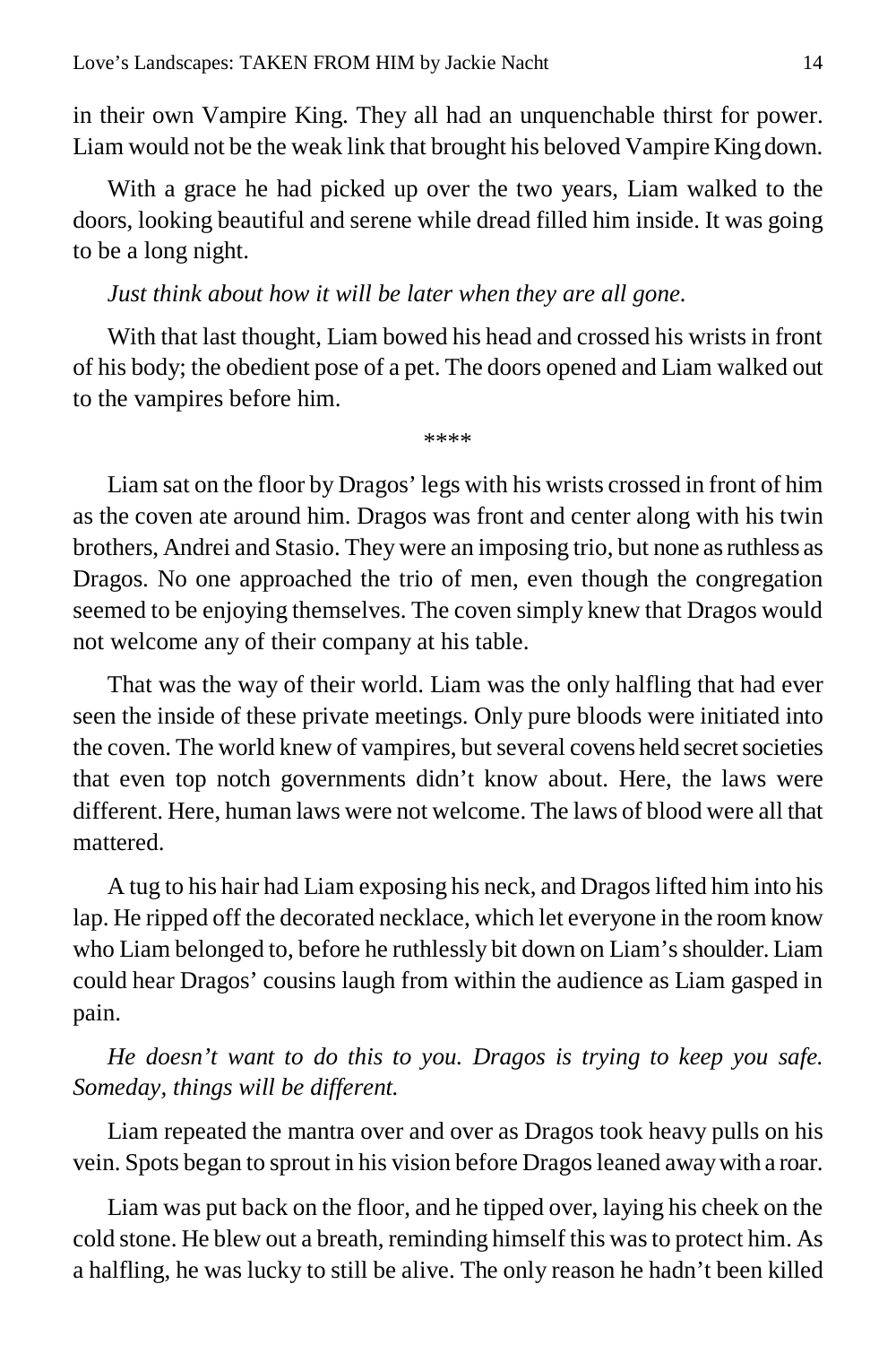in their own Vampire King. They all had an unquenchable thirst for power. Liam would not be the weak link that brought his beloved Vampire King down.

With a grace he had picked up over the two years, Liam walked to the doors, looking beautiful and serene while dread filled him inside. It was going to be a long night.

*Just think about how it will be later when they are all gone.*

With that last thought, Liam bowed his head and crossed his wrists in front of his body; the obedient pose of a pet. The doors opened and Liam walked out to the vampires before him.

****

Liam sat on the floor by Dragos' legs with his wrists crossed in front of him as the coven ate around him. Dragos was front and center along with his twin brothers, Andrei and Stasio. They were an imposing trio, but none as ruthless as Dragos. No one approached the trio of men, even though the congregation seemed to be enjoying themselves. The coven simply knew that Dragos would not welcome any of their company at his table.

That was the way of their world. Liam was the only halfling that had ever seen the inside of these private meetings. Only pure bloods were initiated into the coven. The world knew of vampires, but several covens held secret societies that even top notch governments didn't know about. Here, the laws were different. Here, human laws were not welcome. The laws of blood were all that mattered.

A tug to his hair had Liam exposing his neck, and Dragos lifted him into his lap. He ripped off the decorated necklace, which let everyone in the room know who Liam belonged to, before he ruthlessly bit down on Liam's shoulder. Liam could hear Dragos' cousins laugh from within the audience as Liam gasped in pain.

*He doesn't want to do this to you. Dragos is trying to keep you safe. Someday, things will be different.*

Liam repeated the mantra over and over as Dragos took heavy pulls on his vein. Spots began to sprout in his vision before Dragos leaned away with a roar.

Liam was put back on the floor, and he tipped over, laying his cheek on the cold stone. He blew out a breath, reminding himself this was to protect him. As a halfling, he was lucky to still be alive. The only reason he hadn't been killed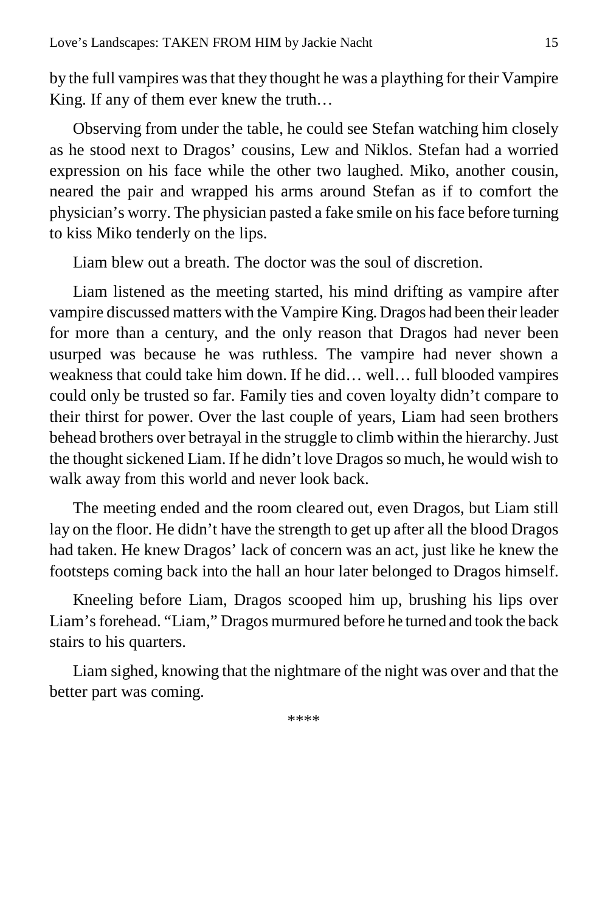by the full vampires was that they thought he was a plaything for their Vampire King. If any of them ever knew the truth…

Observing from under the table, he could see Stefan watching him closely as he stood next to Dragos' cousins, Lew and Niklos. Stefan had a worried expression on his face while the other two laughed. Miko, another cousin, neared the pair and wrapped his arms around Stefan as if to comfort the physician's worry. The physician pasted a fake smile on his face before turning to kiss Miko tenderly on the lips.

Liam blew out a breath. The doctor was the soul of discretion.

Liam listened as the meeting started, his mind drifting as vampire after vampire discussed matters with the Vampire King. Dragos had been their leader for more than a century, and the only reason that Dragos had never been usurped was because he was ruthless. The vampire had never shown a weakness that could take him down. If he did… well… full blooded vampires could only be trusted so far. Family ties and coven loyalty didn't compare to their thirst for power. Over the last couple of years, Liam had seen brothers behead brothers over betrayal in the struggle to climb within the hierarchy. Just the thought sickened Liam. If he didn't love Dragos so much, he would wish to walk away from this world and never look back.

The meeting ended and the room cleared out, even Dragos, but Liam still lay on the floor. He didn't have the strength to get up after all the blood Dragos had taken. He knew Dragos' lack of concern was an act, just like he knew the footsteps coming back into the hall an hour later belonged to Dragos himself.

Kneeling before Liam, Dragos scooped him up, brushing his lips over Liam's forehead. "Liam," Dragos murmured before he turned and took the back stairs to his quarters.

Liam sighed, knowing that the nightmare of the night was over and that the better part was coming.

****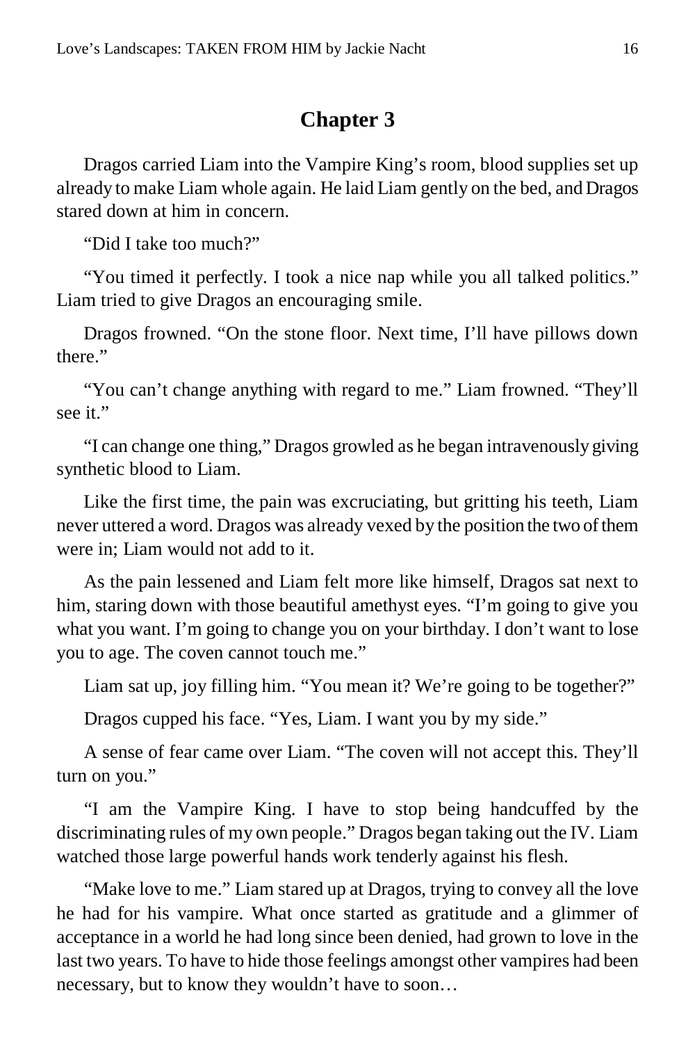## Chapter 3

Dragos carried Liam into the Vampire King's room, blood supplies set up already to make Liam whole again. He laid Liam gently on the bed, and Dragos stared down at him in concern.

"Did I take too much?"

"You timed it perfectly. I took a nice nap while you all talked politics." Liam tried to give Dragos an encouraging smile.

Dragos frowned. "On the stone floor. Next time, I'll have pillows down there."

"You can't change anything with regard to me." Liam frowned. "They'll see it."

"I can change one thing," Dragos growled as he began intravenously giving synthetic blood to Liam.

Like the first time, the pain was excruciating, but gritting his teeth, Liam never uttered a word. Dragos was already vexed by the position the two of them were in; Liam would not add to it.

As the pain lessened and Liam felt more like himself, Dragos sat next to him, staring down with those beautiful amethyst eyes. "I'm going to give you what you want. I'm going to change you on your birthday. I don't want to lose you to age. The coven cannot touch me."

Liam sat up, joy filling him. "You mean it? We're going to be together?"

Dragos cupped his face. "Yes, Liam. I want you by my side."

A sense of fear came over Liam. "The coven will not accept this. They'll turn on you."

"I am the Vampire King. I have to stop being handcuffed by the discriminating rules of my own people." Dragos began taking out the IV. Liam watched those large powerful hands work tenderly against his flesh.

"Make love to me." Liam stared up at Dragos, trying to convey all the love he had for his vampire. What once started as gratitude and a glimmer of acceptance in a world he had long since been denied, had grown to love in the last two years. To have to hide those feelings amongst other vampires had been necessary, but to know they wouldn't have to soon…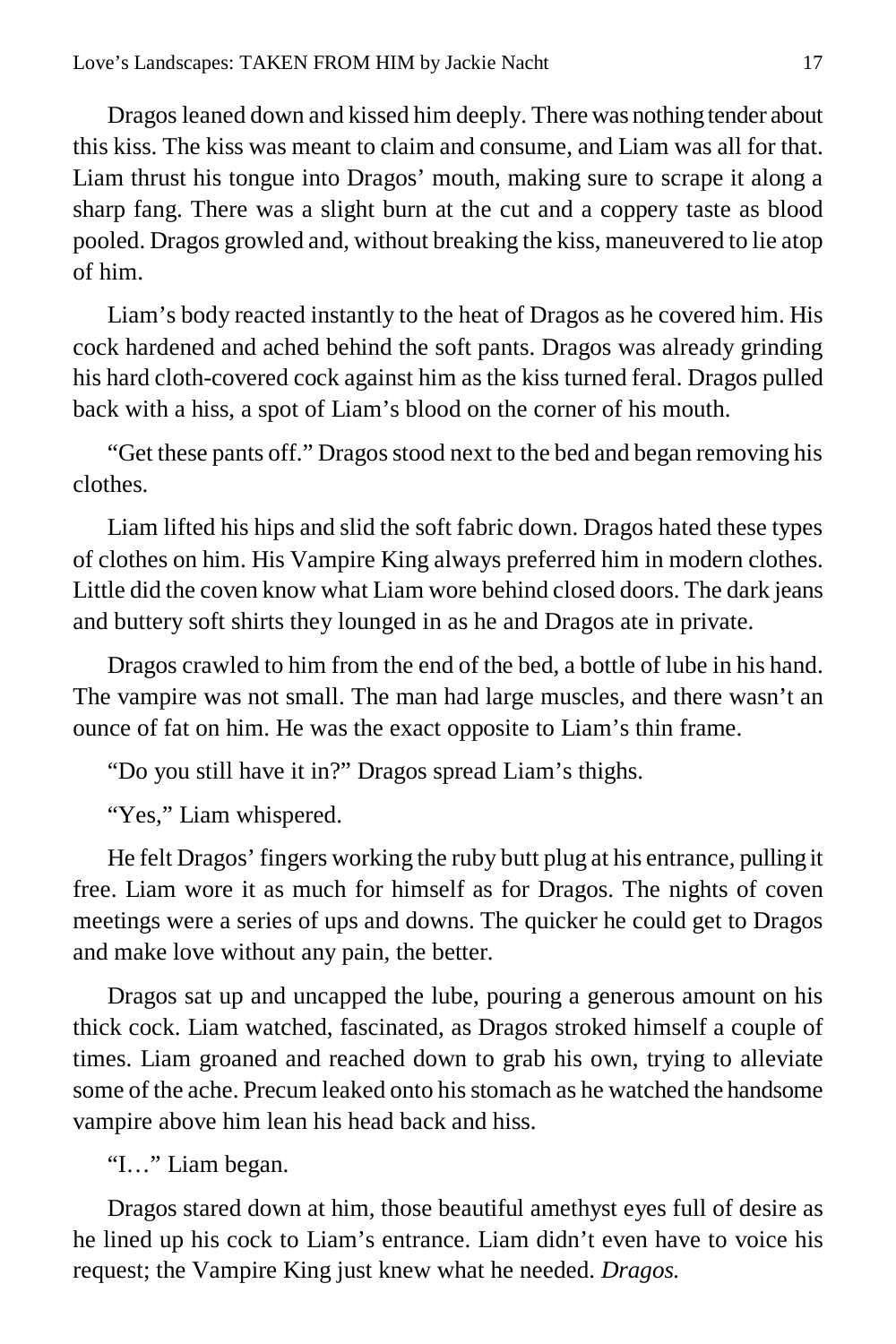Dragos leaned down and kissed him deeply. There was nothing tender about this kiss. The kiss was meant to claim and consume, and Liam was all for that. Liam thrust his tongue into Dragos' mouth, making sure to scrape it along a sharp fang. There was a slight burn at the cut and a coppery taste as blood pooled. Dragos growled and, without breaking the kiss, maneuvered to lie atop of him.

Liam's body reacted instantly to the heat of Dragos as he covered him. His cock hardened and ached behind the soft pants. Dragos was already grinding his hard cloth-covered cock against him as the kiss turned feral. Dragos pulled back with a hiss, a spot of Liam's blood on the corner of his mouth.

"Get these pants off." Dragos stood next to the bed and began removing his clothes.

Liam lifted his hips and slid the soft fabric down. Dragos hated these types of clothes on him. His Vampire King always preferred him in modern clothes. Little did the coven know what Liam wore behind closed doors. The dark jeans and buttery soft shirts they lounged in as he and Dragos ate in private.

Dragos crawled to him from the end of the bed, a bottle of lube in his hand. The vampire was not small. The man had large muscles, and there wasn't an ounce of fat on him. He was the exact opposite to Liam's thin frame.

"Do you still have it in?" Dragos spread Liam's thighs.

"Yes," Liam whispered.

He felt Dragos' fingers working the ruby butt plug at his entrance, pulling it free. Liam wore it as much for himself as for Dragos. The nights of coven meetings were a series of ups and downs. The quicker he could get to Dragos and make love without any pain, the better.

Dragos sat up and uncapped the lube, pouring a generous amount on his thick cock. Liam watched, fascinated, as Dragos stroked himself a couple of times. Liam groaned and reached down to grab his own, trying to alleviate some of the ache. Precum leaked onto his stomach as he watched the handsome vampire above him lean his head back and hiss.

"I…" Liam began.

Dragos stared down at him, those beautiful amethyst eyes full of desire as he lined up his cock to Liam's entrance. Liam didn't even have to voice his request; the Vampire King just knew what he needed. *Dragos.*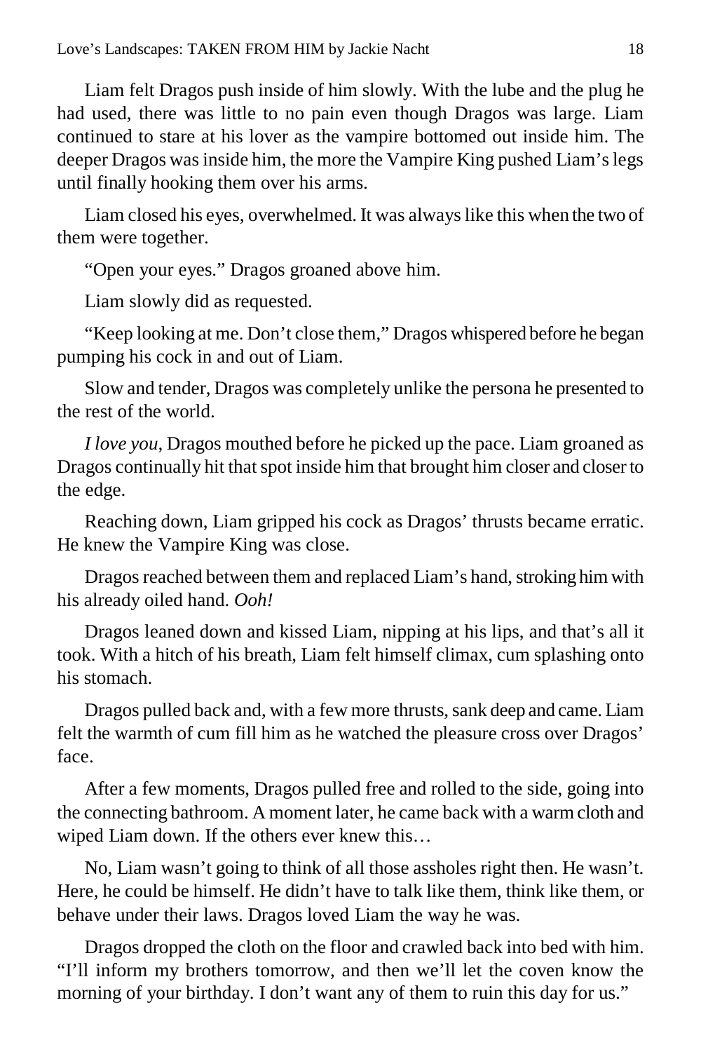Liam felt Dragos push inside of him slowly. With the lube and the plug he had used, there was little to no pain even though Dragos was large. Liam continued to stare at his lover as the vampire bottomed out inside him. The deeper Dragos was inside him, the more the Vampire King pushed Liam's legs until finally hooking them over his arms.

Liam closed his eyes, overwhelmed. It was always like this when the two of them were together.

"Open your eyes." Dragos groaned above him.

Liam slowly did as requested.

"Keep looking at me. Don't close them," Dragos whispered before he began pumping his cock in and out of Liam.

Slow and tender, Dragos was completely unlike the persona he presented to the rest of the world.

*I love you*, Dragos mouthed before he picked up the pace. Liam groaned as Dragos continually hit that spot inside him that brought him closer and closer to the edge.

Reaching down, Liam gripped his cock as Dragos' thrusts became erratic. He knew the Vampire King was close.

Dragos reached between them and replaced Liam's hand, stroking him with his already oiled hand. *Ooh!*

Dragos leaned down and kissed Liam, nipping at his lips, and that's all it took. With a hitch of his breath, Liam felt himself climax, cum splashing onto his stomach.

Dragos pulled back and, with a few more thrusts, sank deep and came. Liam felt the warmth of cum fill him as he watched the pleasure cross over Dragos' face.

After a few moments, Dragos pulled free and rolled to the side, going into the connecting bathroom. A moment later, he came back with a warm cloth and wiped Liam down. If the others ever knew this…

No, Liam wasn't going to think of all those assholes right then. He wasn't. Here, he could be himself. He didn't have to talk like them, think like them, or behave under their laws. Dragos loved Liam the way he was.

Dragos dropped the cloth on the floor and crawled back into bed with him. "I'll inform my brothers tomorrow, and then we'll let the coven know the morning of your birthday. I don't want any of them to ruin this day for us."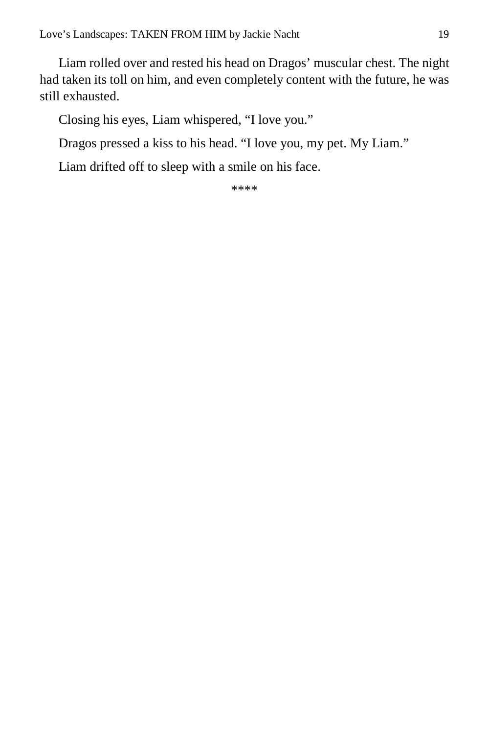Liam rolled over and rested his head on Dragos' muscular chest. The night had taken its toll on him, and even completely content with the future, he was still exhausted.

Closing his eyes, Liam whispered, "I love you."

Dragos pressed a kiss to his head. "I love you, my pet. My Liam."

Liam drifted off to sleep with a smile on his face.

****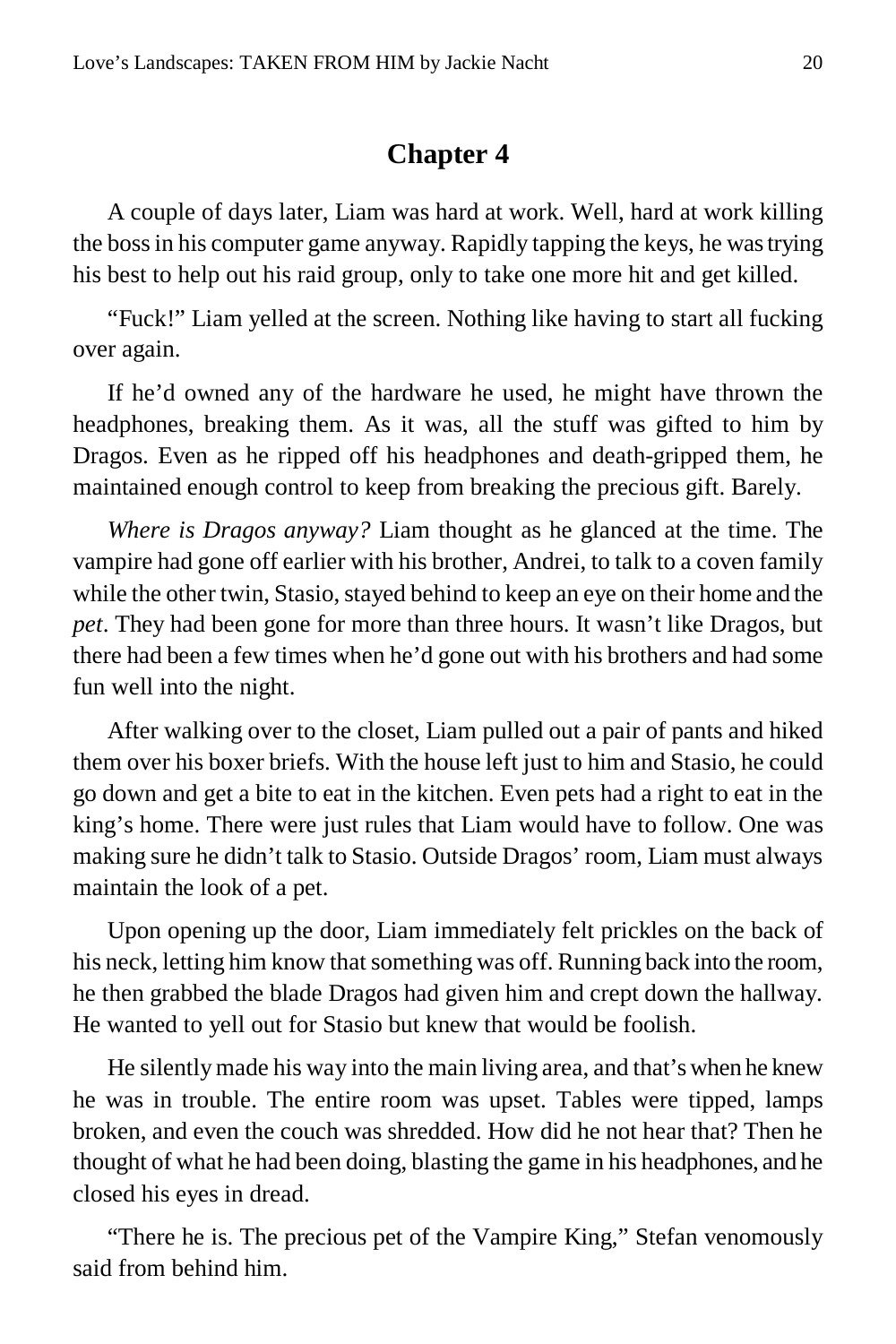## Chapter 4

A couple of days later, Liam was hard at work. Well, hard at work killing the boss in his computer game anyway. Rapidly tapping the keys, he was trying his best to help out his raid group, only to take one more hit and get killed.

"Fuck!" Liam yelled at the screen. Nothing like having to start all fucking over again.

If he'd owned any of the hardware he used, he might have thrown the headphones, breaking them. As it was, all the stuff was gifted to him by Dragos. Even as he ripped off his headphones and death-gripped them, he maintained enough control to keep from breaking the precious gift. Barely.

*Where is Dragos anyway?* Liam thought as he glanced at the time. The vampire had gone off earlier with his brother, Andrei, to talk to a coven family while the other twin, Stasio, stayed behind to keep an eye on their home and the *pet*. They had been gone for more than three hours. It wasn't like Dragos, but there had been a few times when he'd gone out with his brothers and had some fun well into the night.

After walking over to the closet, Liam pulled out a pair of pants and hiked them over his boxer briefs. With the house left just to him and Stasio, he could go down and get a bite to eat in the kitchen. Even pets had a right to eat in the king's home. There were just rules that Liam would have to follow. One was making sure he didn't talk to Stasio. Outside Dragos' room, Liam must always maintain the look of a pet.

Upon opening up the door, Liam immediately felt prickles on the back of his neck, letting him know that something was off. Running back into the room, he then grabbed the blade Dragos had given him and crept down the hallway. He wanted to yell out for Stasio but knew that would be foolish.

He silently made his way into the main living area, and that's when he knew he was in trouble. The entire room was upset. Tables were tipped, lamps broken, and even the couch was shredded. How did he not hear that? Then he thought of what he had been doing, blasting the game in his headphones, and he closed his eyes in dread.

"There he is. The precious pet of the Vampire King," Stefan venomously said from behind him.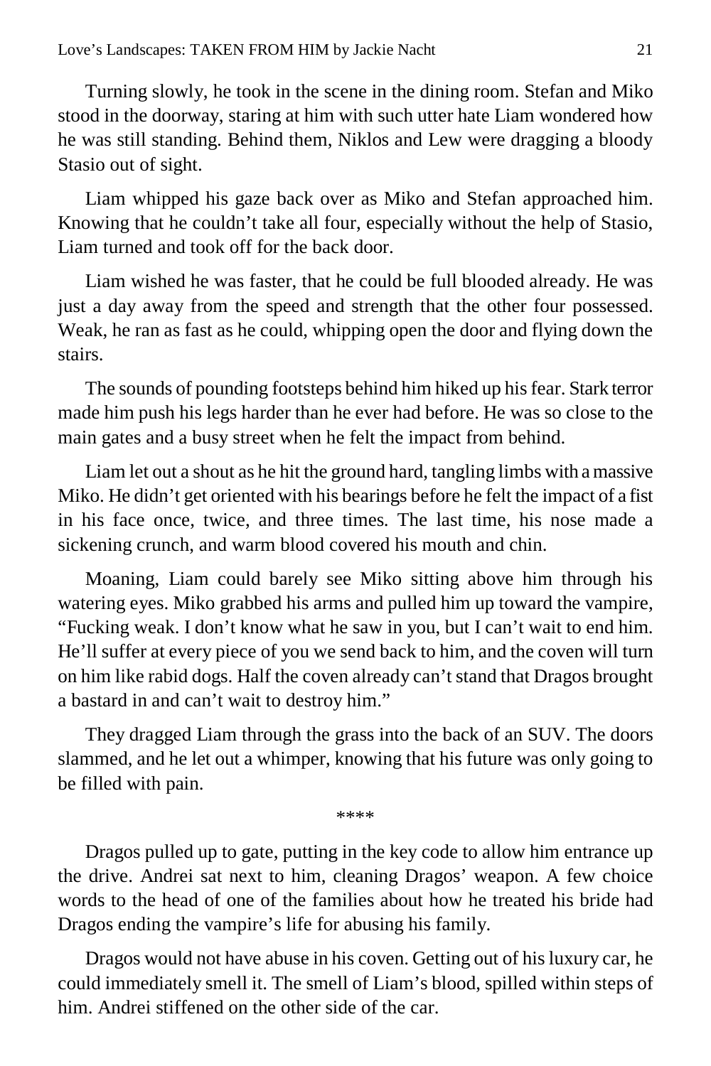Turning slowly, he took in the scene in the dining room. Stefan and Miko stood in the doorway, staring at him with such utter hate Liam wondered how he was still standing. Behind them, Niklos and Lew were dragging a bloody Stasio out of sight.

Liam whipped his gaze back over as Miko and Stefan approached him. Knowing that he couldn't take all four, especially without the help of Stasio, Liam turned and took off for the back door.

Liam wished he was faster, that he could be full blooded already. He was just a day away from the speed and strength that the other four possessed. Weak, he ran as fast as he could, whipping open the door and flying down the stairs.

The sounds of pounding footsteps behind him hiked up his fear. Stark terror made him push his legs harder than he ever had before. He was so close to the main gates and a busy street when he felt the impact from behind.

Liam let out a shout as he hit the ground hard, tangling limbs with a massive Miko. He didn't get oriented with his bearings before he felt the impact of a fist in his face once, twice, and three times. The last time, his nose made a sickening crunch, and warm blood covered his mouth and chin.

Moaning, Liam could barely see Miko sitting above him through his watering eyes. Miko grabbed his arms and pulled him up toward the vampire, "Fucking weak. I don't know what he saw in you, but I can't wait to end him. He'll suffer at every piece of you we send back to him, and the coven will turn on him like rabid dogs. Half the coven already can't stand that Dragos brought a bastard in and can't wait to destroy him."

They dragged Liam through the grass into the back of an SUV. The doors slammed, and he let out a whimper, knowing that his future was only going to be filled with pain.

****

Dragos pulled up to gate, putting in the key code to allow him entrance up the drive. Andrei sat next to him, cleaning Dragos' weapon. A few choice words to the head of one of the families about how he treated his bride had Dragos ending the vampire's life for abusing his family.

Dragos would not have abuse in his coven. Getting out of his luxury car, he could immediately smell it. The smell of Liam's blood, spilled within steps of him. Andrei stiffened on the other side of the car.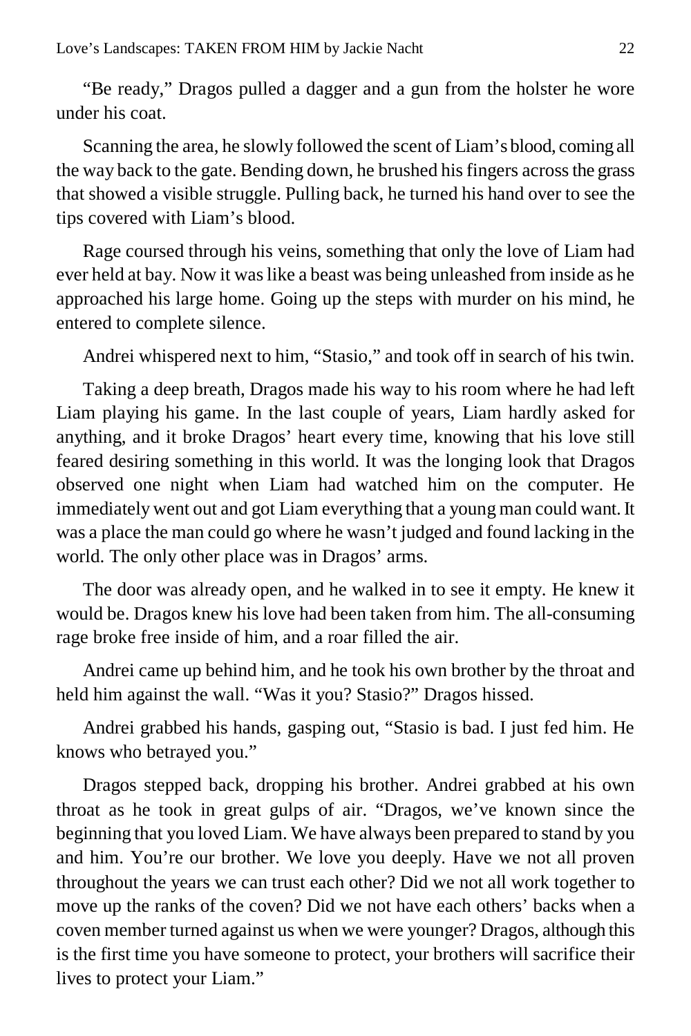"Be ready," Dragos pulled a dagger and a gun from the holster he wore under his coat.

Scanning the area, he slowly followed the scent of Liam's blood, coming all the way back to the gate. Bending down, he brushed his fingers across the grass that showed a visible struggle. Pulling back, he turned his hand over to see the tips covered with Liam's blood.

Rage coursed through his veins, something that only the love of Liam had ever held at bay. Now it was like a beast was being unleashed from inside as he approached his large home. Going up the steps with murder on his mind, he entered to complete silence.

Andrei whispered next to him, "Stasio," and took off in search of his twin.

Taking a deep breath, Dragos made his way to his room where he had left Liam playing his game. In the last couple of years, Liam hardly asked for anything, and it broke Dragos' heart every time, knowing that his love still feared desiring something in this world. It was the longing look that Dragos observed one night when Liam had watched him on the computer. He immediately went out and got Liam everything that a young man could want. It was a place the man could go where he wasn't judged and found lacking in the world. The only other place was in Dragos' arms.

The door was already open, and he walked in to see it empty. He knew it would be. Dragos knew his love had been taken from him. The all-consuming rage broke free inside of him, and a roar filled the air.

Andrei came up behind him, and he took his own brother by the throat and held him against the wall. "Was it you? Stasio?" Dragos hissed.

Andrei grabbed his hands, gasping out, "Stasio is bad. I just fed him. He knows who betrayed you."

Dragos stepped back, dropping his brother. Andrei grabbed at his own throat as he took in great gulps of air. "Dragos, we've known since the beginning that you loved Liam. We have always been prepared to stand by you and him. You're our brother. We love you deeply. Have we not all proven throughout the years we can trust each other? Did we not all work together to move up the ranks of the coven? Did we not have each others' backs when a coven member turned against us when we were younger? Dragos, although this is the first time you have someone to protect, your brothers will sacrifice their lives to protect your Liam."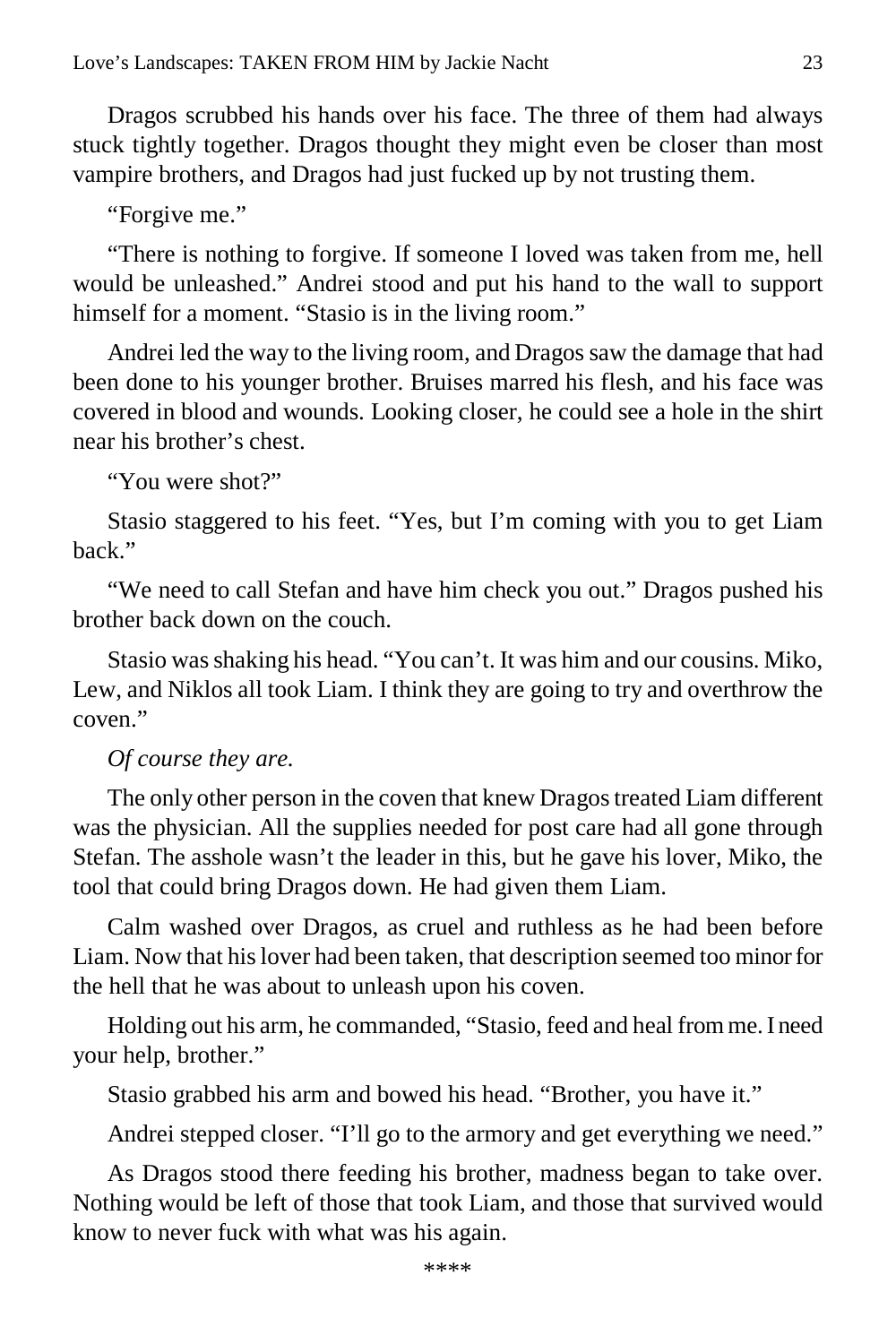Dragos scrubbed his hands over his face. The three of them had always stuck tightly together. Dragos thought they might even be closer than most vampire brothers, and Dragos had just fucked up by not trusting them.

"Forgive me."

"There is nothing to forgive. If someone I loved was taken from me, hell would be unleashed." Andrei stood and put his hand to the wall to support himself for a moment. "Stasio is in the living room."

Andrei led the way to the living room, and Dragos saw the damage that had been done to his younger brother. Bruises marred his flesh, and his face was covered in blood and wounds. Looking closer, he could see a hole in the shirt near his brother's chest.

"You were shot?"

Stasio staggered to his feet. "Yes, but I'm coming with you to get Liam back."

"We need to call Stefan and have him check you out." Dragos pushed his brother back down on the couch.

Stasio was shaking his head. "You can't. It was him and our cousins. Miko, Lew, and Niklos all took Liam. I think they are going to try and overthrow the coven."

*Of course they are.*

The only other person in the coven that knew Dragos treated Liam different was the physician. All the supplies needed for post care had all gone through Stefan. The asshole wasn't the leader in this, but he gave his lover, Miko, the tool that could bring Dragos down. He had given them Liam.

Calm washed over Dragos, as cruel and ruthless as he had been before Liam. Now that his lover had been taken, that description seemed too minor for the hell that he was about to unleash upon his coven.

Holding out his arm, he commanded, "Stasio, feed and heal from me. I need your help, brother."

Stasio grabbed his arm and bowed his head. "Brother, you have it."

Andrei stepped closer. "I'll go to the armory and get everything we need."

As Dragos stood there feeding his brother, madness began to take over. Nothing would be left of those that took Liam, and those that survived would know to never fuck with what was his again.

****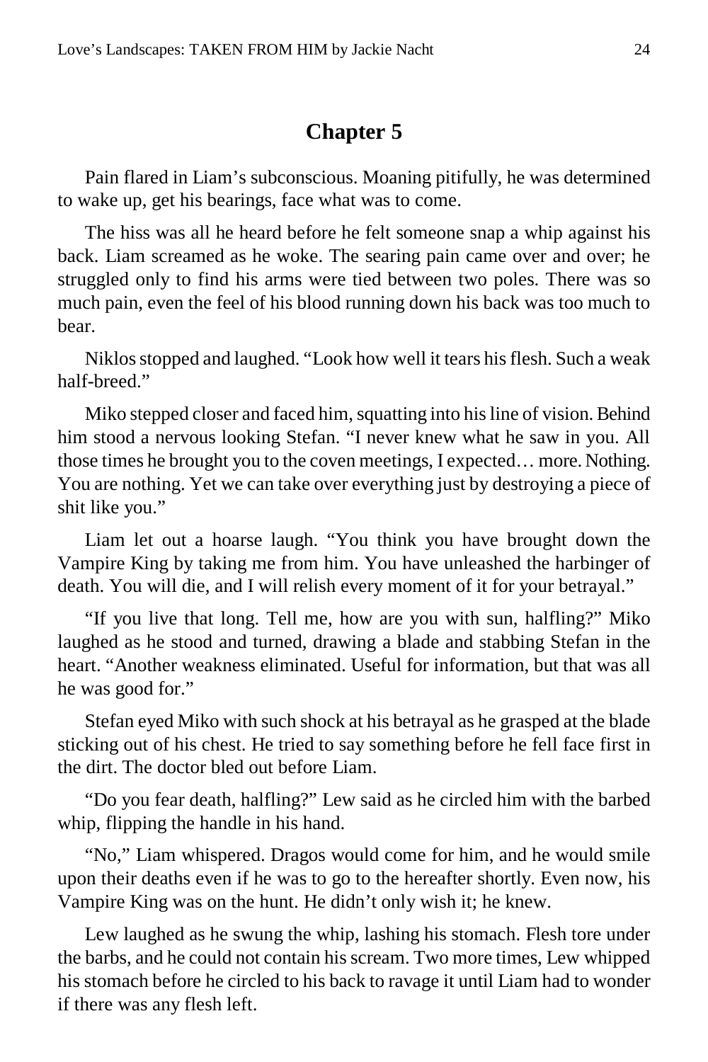## Chapter 5

Pain flared in Liam's subconscious. Moaning pitifully, he was determined to wake up, get his bearings, face what was to come.

The hiss was all he heard before he felt someone snap a whip against his back. Liam screamed as he woke. The searing pain came over and over; he struggled only to find his arms were tied between two poles. There was so much pain, even the feel of his blood running down his back was too much to bear.

Niklos stopped and laughed. "Look how well it tears his flesh. Such a weak half-breed."

Miko stepped closer and faced him, squatting into his line of vision. Behind him stood a nervous looking Stefan. "I never knew what he saw in you. All those times he brought you to the coven meetings, I expected… more. Nothing. You are nothing. Yet we can take over everything just by destroying a piece of shit like you."

Liam let out a hoarse laugh. "You think you have brought down the Vampire King by taking me from him. You have unleashed the harbinger of death. You will die, and I will relish every moment of it for your betrayal."

"If you live that long. Tell me, how are you with sun, halfling?" Miko laughed as he stood and turned, drawing a blade and stabbing Stefan in the heart. "Another weakness eliminated. Useful for information, but that was all he was good for."

Stefan eyed Miko with such shock at his betrayal as he grasped at the blade sticking out of his chest. He tried to say something before he fell face first in the dirt. The doctor bled out before Liam.

"Do you fear death, halfling?" Lew said as he circled him with the barbed whip, flipping the handle in his hand.

"No," Liam whispered. Dragos would come for him, and he would smile upon their deaths even if he was to go to the hereafter shortly. Even now, his Vampire King was on the hunt. He didn't only wish it; he knew.

Lew laughed as he swung the whip, lashing his stomach. Flesh tore under the barbs, and he could not contain his scream. Two more times, Lew whipped his stomach before he circled to his back to ravage it until Liam had to wonder if there was any flesh left.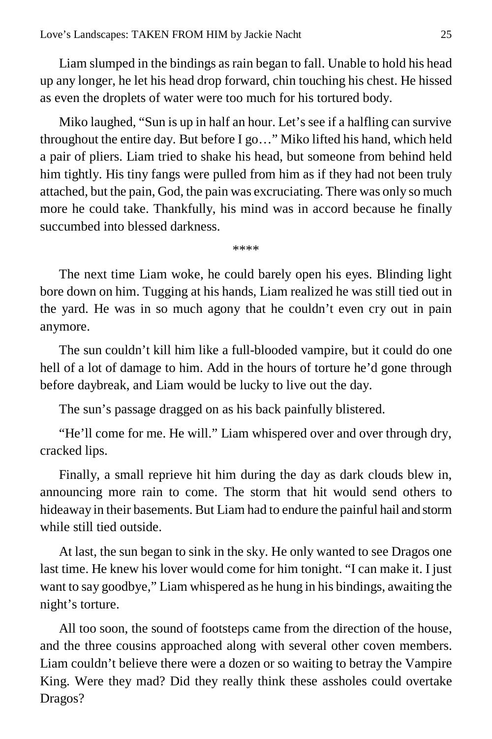Liam slumped in the bindings as rain began to fall. Unable to hold his head up any longer, he let his head drop forward, chin touching his chest. He hissed as even the droplets of water were too much for his tortured body.

Miko laughed, "Sun is up in half an hour. Let's see if a halfling can survive throughout the entire day. But before I go…" Miko lifted his hand, which held a pair of pliers. Liam tried to shake his head, but someone from behind held him tightly. His tiny fangs were pulled from him as if they had not been truly attached, but the pain, God, the pain was excruciating. There was only so much more he could take. Thankfully, his mind was in accord because he finally succumbed into blessed darkness.

\*\*\*\*

The next time Liam woke, he could barely open his eyes. Blinding light bore down on him. Tugging at his hands, Liam realized he was still tied out in the yard. He was in so much agony that he couldn't even cry out in pain anymore.

The sun couldn't kill him like a full-blooded vampire, but it could do one hell of a lot of damage to him. Add in the hours of torture he'd gone through before daybreak, and Liam would be lucky to live out the day.

The sun's passage dragged on as his back painfully blistered.

"He'll come for me. He will." Liam whispered over and over through dry, cracked lips.

Finally, a small reprieve hit him during the day as dark clouds blew in, announcing more rain to come. The storm that hit would send others to hideaway in their basements. But Liam had to endure the painful hail and storm while still tied outside.

At last, the sun began to sink in the sky. He only wanted to see Dragos one last time. He knew his lover would come for him tonight. "I can make it. I just want to say goodbye," Liam whispered as he hung in his bindings, awaiting the night's torture.

All too soon, the sound of footsteps came from the direction of the house, and the three cousins approached along with several other coven members. Liam couldn't believe there were a dozen or so waiting to betray the Vampire King. Were they mad? Did they really think these assholes could overtake Dragos?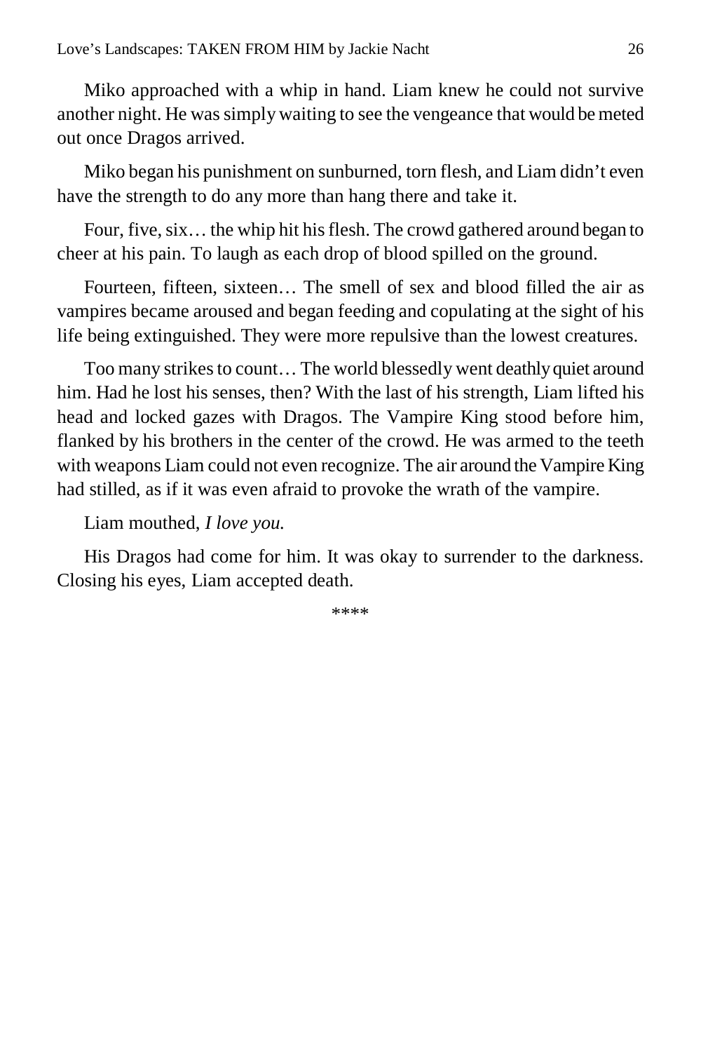Miko approached with a whip in hand. Liam knew he could not survive another night. He was simply waiting to see the vengeance that would be meted out once Dragos arrived.

Miko began his punishment on sunburned, torn flesh, and Liam didn't even have the strength to do any more than hang there and take it.

Four, five, six… the whip hit his flesh. The crowd gathered around began to cheer at his pain. To laugh as each drop of blood spilled on the ground.

Fourteen, fifteen, sixteen… The smell of sex and blood filled the air as vampires became aroused and began feeding and copulating at the sight of his life being extinguished. They were more repulsive than the lowest creatures.

Too many strikes to count… The world blessedly went deathly quiet around him. Had he lost his senses, then? With the last of his strength, Liam lifted his head and locked gazes with Dragos. The Vampire King stood before him, flanked by his brothers in the center of the crowd. He was armed to the teeth with weapons Liam could not even recognize. The air around the Vampire King had stilled, as if it was even afraid to provoke the wrath of the vampire.

Liam mouthed, *I love you.*

His Dragos had come for him. It was okay to surrender to the darkness. Closing his eyes, Liam accepted death.

****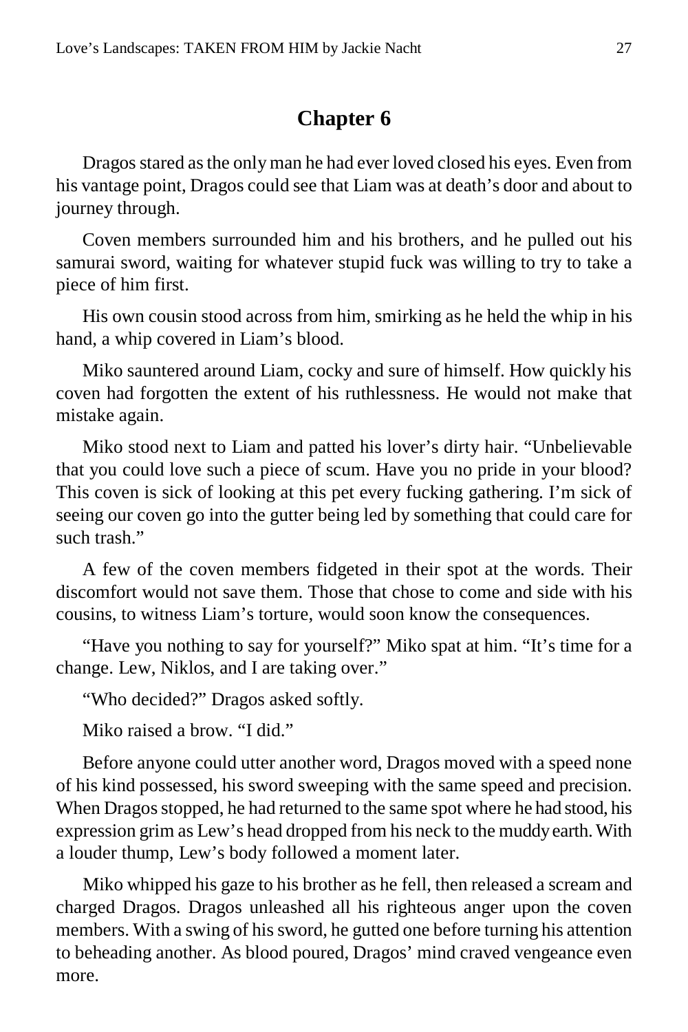# Chapter 6

Dragos stared as the only man he had ever loved closed his eyes. Even from his vantage point, Dragos could see that Liam was at death's door and about to journey through.

Coven members surrounded him and his brothers, and he pulled out his samurai sword, waiting for whatever stupid fuck was willing to try to take a piece of him first.

His own cousin stood across from him, smirking as he held the whip in his hand, a whip covered in Liam's blood.

Miko sauntered around Liam, cocky and sure of himself. How quickly his coven had forgotten the extent of his ruthlessness. He would not make that mistake again.

Miko stood next to Liam and patted his lover's dirty hair. "Unbelievable that you could love such a piece of scum. Have you no pride in your blood? This coven is sick of looking at this pet every fucking gathering. I'm sick of seeing our coven go into the gutter being led by something that could care for such trash."

A few of the coven members fidgeted in their spot at the words. Their discomfort would not save them. Those that chose to come and side with his cousins, to witness Liam's torture, would soon know the consequences.

"Have you nothing to say for yourself?" Miko spat at him. "It's time for a change. Lew, Niklos, and I are taking over."

"Who decided?" Dragos asked softly.

Miko raised a brow. "I did."

Before anyone could utter another word, Dragos moved with a speed none of his kind possessed, his sword sweeping with the same speed and precision. When Dragos stopped, he had returned to the same spot where he had stood, his expression grim as Lew's head dropped from his neck to the muddy earth. With a louder thump, Lew's body followed a moment later.

Miko whipped his gaze to his brother as he fell, then released a scream and charged Dragos. Dragos unleashed all his righteous anger upon the coven members. With a swing of his sword, he gutted one before turning his attention to beheading another. As blood poured, Dragos' mind craved vengeance even more.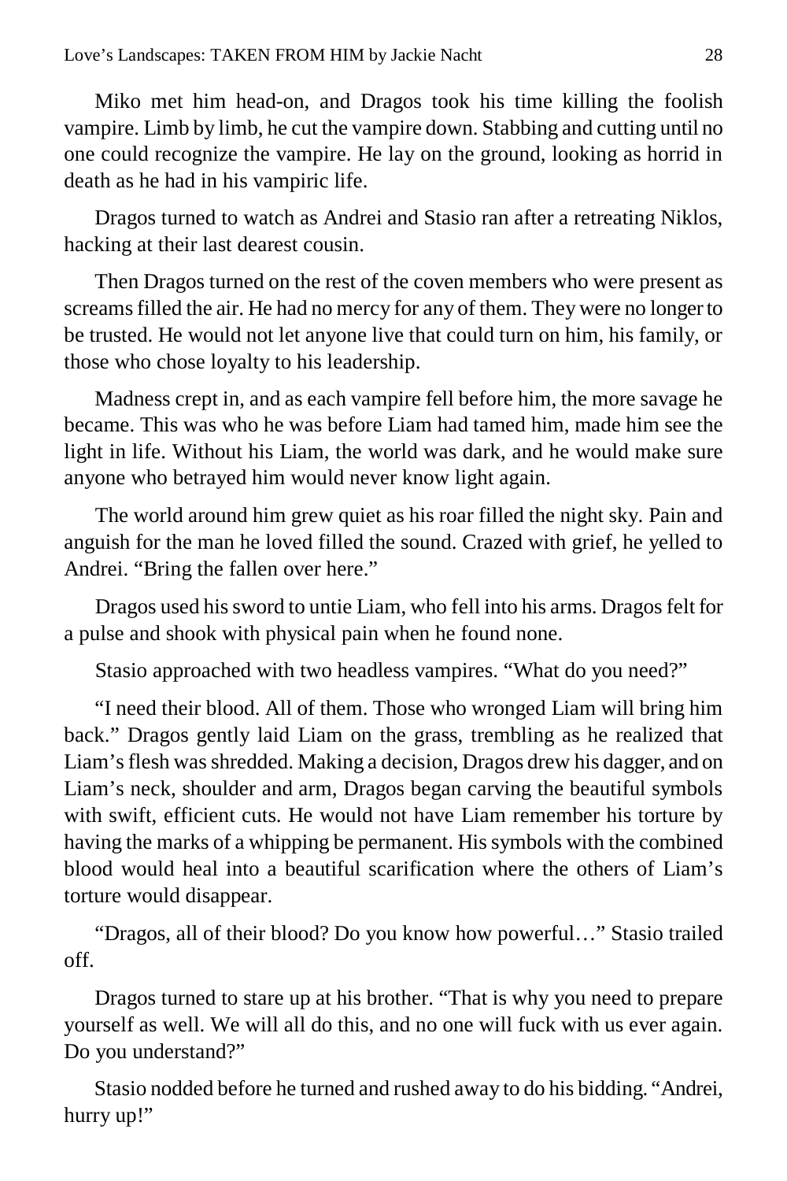Miko met him head-on, and Dragos took his time killing the foolish vampire. Limb by limb, he cut the vampire down. Stabbing and cutting until no one could recognize the vampire. He lay on the ground, looking as horrid in death as he had in his vampiric life.

Dragos turned to watch as Andrei and Stasio ran after a retreating Niklos, hacking at their last dearest cousin.

Then Dragos turned on the rest of the coven members who were present as screams filled the air. He had no mercy for any of them. They were no longer to be trusted. He would not let anyone live that could turn on him, his family, or those who chose loyalty to his leadership.

Madness crept in, and as each vampire fell before him, the more savage he became. This was who he was before Liam had tamed him, made him see the light in life. Without his Liam, the world was dark, and he would make sure anyone who betrayed him would never know light again.

The world around him grew quiet as his roar filled the night sky. Pain and anguish for the man he loved filled the sound. Crazed with grief, he yelled to Andrei. "Bring the fallen over here."

Dragos used his sword to untie Liam, who fell into his arms. Dragos felt for a pulse and shook with physical pain when he found none.

Stasio approached with two headless vampires. "What do you need?"

"I need their blood. All of them. Those who wronged Liam will bring him back." Dragos gently laid Liam on the grass, trembling as he realized that Liam's flesh was shredded. Making a decision, Dragos drew his dagger, and on Liam's neck, shoulder and arm, Dragos began carving the beautiful symbols with swift, efficient cuts. He would not have Liam remember his torture by having the marks of a whipping be permanent. His symbols with the combined blood would heal into a beautiful scarification where the others of Liam's torture would disappear.

"Dragos, all of their blood? Do you know how powerful…" Stasio trailed off.

Dragos turned to stare up at his brother. "That is why you need to prepare yourself as well. We will all do this, and no one will fuck with us ever again. Do you understand?"

Stasio nodded before he turned and rushed away to do his bidding. "Andrei, hurry up!"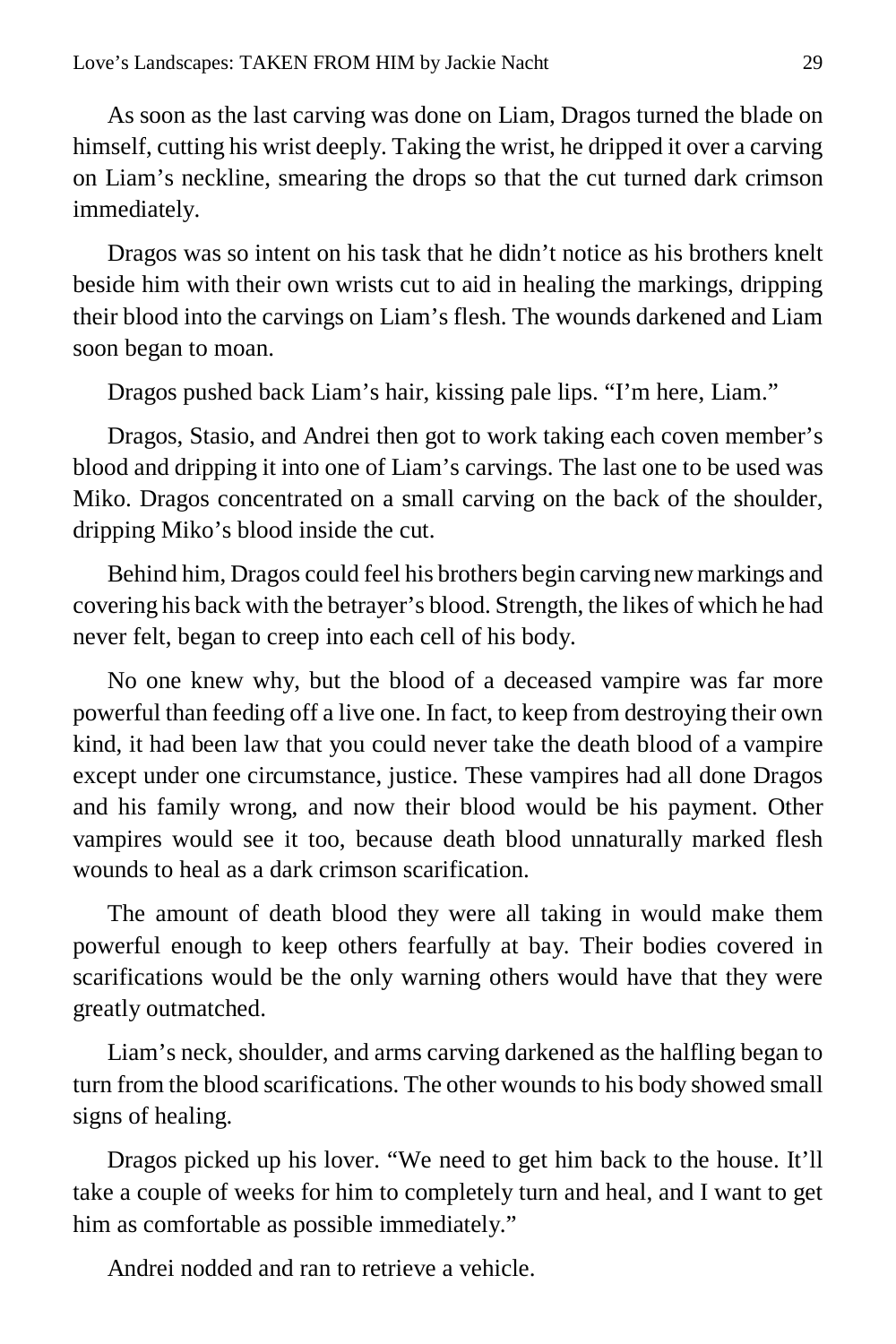As soon as the last carving was done on Liam, Dragos turned the blade on himself, cutting his wrist deeply. Taking the wrist, he dripped it over a carving on Liam's neckline, smearing the drops so that the cut turned dark crimson immediately.

Dragos was so intent on his task that he didn't notice as his brothers knelt beside him with their own wrists cut to aid in healing the markings, dripping their blood into the carvings on Liam's flesh. The wounds darkened and Liam soon began to moan.

Dragos pushed back Liam's hair, kissing pale lips. "I'm here, Liam."

Dragos, Stasio, and Andrei then got to work taking each coven member's blood and dripping it into one of Liam's carvings. The last one to be used was Miko. Dragos concentrated on a small carving on the back of the shoulder, dripping Miko's blood inside the cut.

Behind him, Dragos could feel his brothers begin carving new markings and covering his back with the betrayer's blood. Strength, the likes of which he had never felt, began to creep into each cell of his body.

No one knew why, but the blood of a deceased vampire was far more powerful than feeding off a live one. In fact, to keep from destroying their own kind, it had been law that you could never take the death blood of a vampire except under one circumstance, justice. These vampires had all done Dragos and his family wrong, and now their blood would be his payment. Other vampires would see it too, because death blood unnaturally marked flesh wounds to heal as a dark crimson scarification.

The amount of death blood they were all taking in would make them powerful enough to keep others fearfully at bay. Their bodies covered in scarifications would be the only warning others would have that they were greatly outmatched.

Liam's neck, shoulder, and arms carving darkened as the halfling began to turn from the blood scarifications. The other wounds to his body showed small signs of healing.

Dragos picked up his lover. "We need to get him back to the house. It'll take a couple of weeks for him to completely turn and heal, and I want to get him as comfortable as possible immediately."

Andrei nodded and ran to retrieve a vehicle.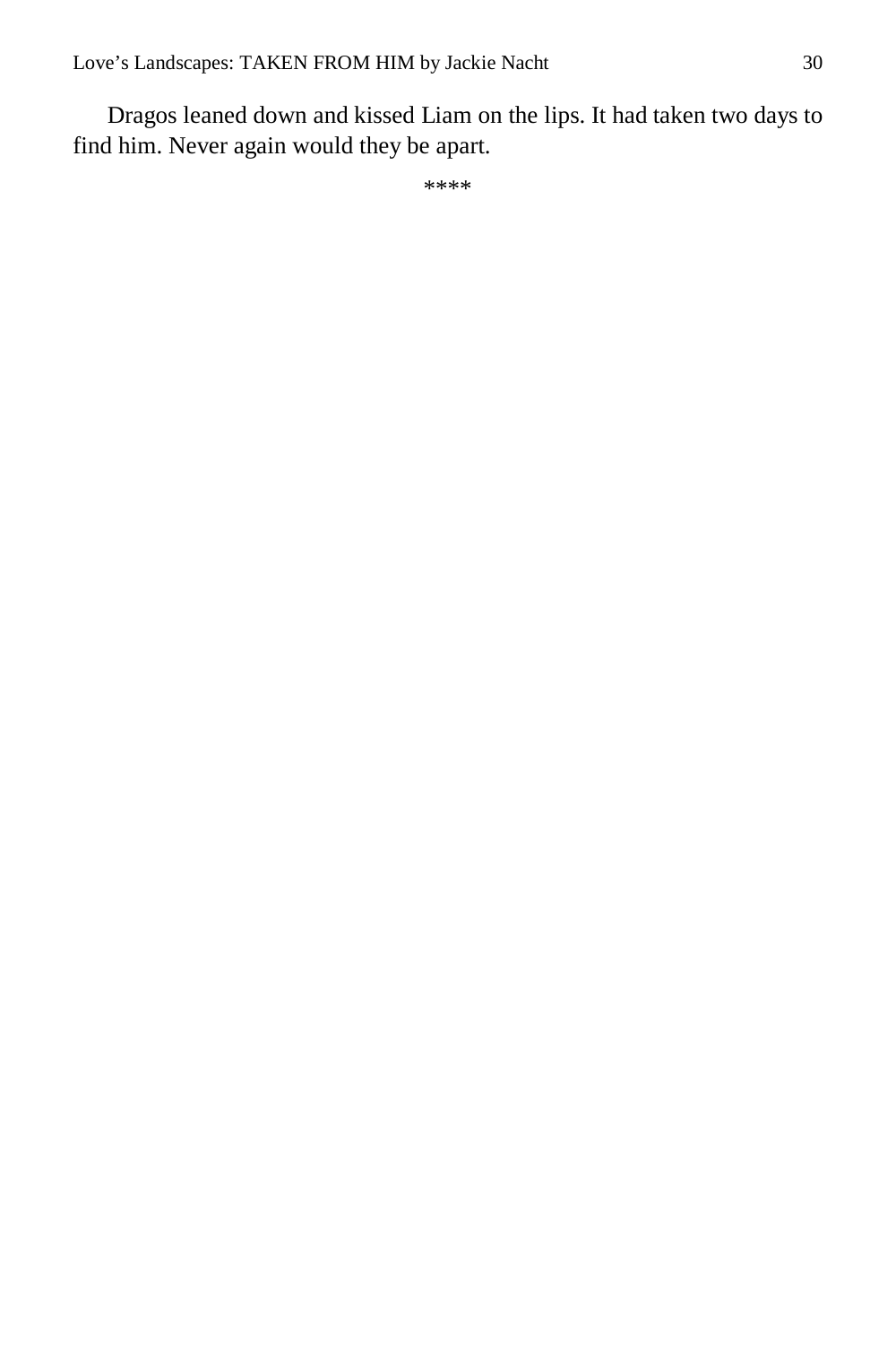Dragos leaned down and kissed Liam on the lips. It had taken two days to find him. Never again would they be apart.

****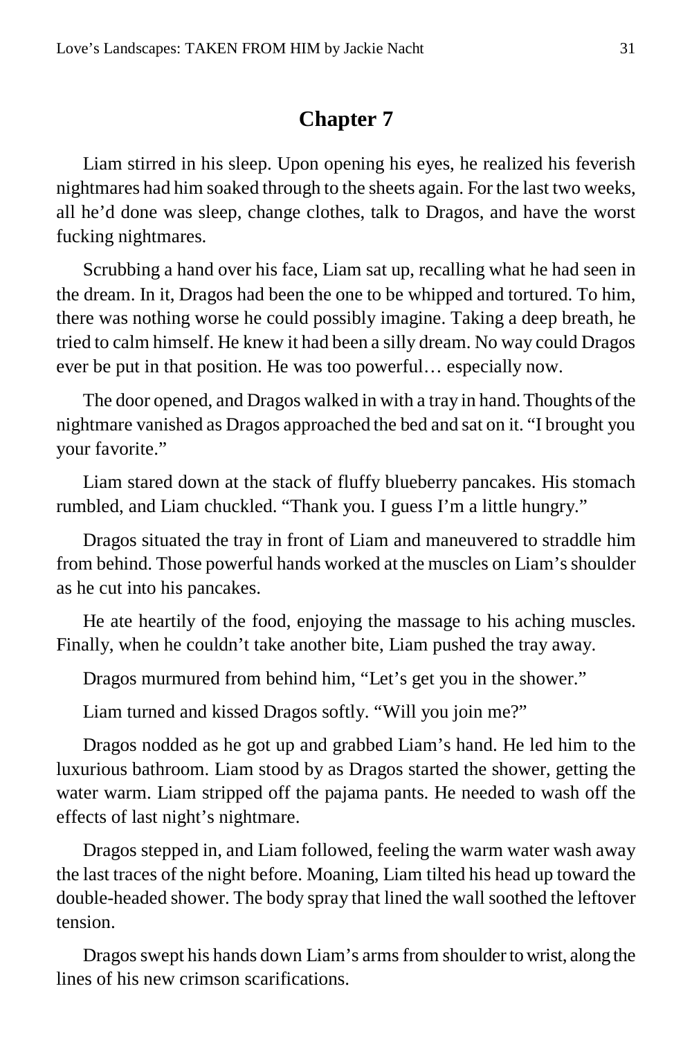# Chapter 7

Liam stirred in his sleep. Upon opening his eyes, he realized his feverish nightmares had him soaked through to the sheets again. For the last two weeks, all he'd done was sleep, change clothes, talk to Dragos, and have the worst fucking nightmares.

Scrubbing a hand over his face, Liam sat up, recalling what he had seen in the dream. In it, Dragos had been the one to be whipped and tortured. To him, there was nothing worse he could possibly imagine. Taking a deep breath, he tried to calm himself. He knew it had been a silly dream. No way could Dragos ever be put in that position. He was too powerful… especially now.

The door opened, and Dragos walked in with a tray in hand. Thoughts of the nightmare vanished as Dragos approached the bed and sat on it. "I brought you your favorite."

Liam stared down at the stack of fluffy blueberry pancakes. His stomach rumbled, and Liam chuckled. "Thank you. I guess I'm a little hungry."

Dragos situated the tray in front of Liam and maneuvered to straddle him from behind. Those powerful hands worked at the muscles on Liam's shoulder as he cut into his pancakes.

He ate heartily of the food, enjoying the massage to his aching muscles. Finally, when he couldn't take another bite, Liam pushed the tray away.

Dragos murmured from behind him, "Let's get you in the shower."

Liam turned and kissed Dragos softly. "Will you join me?"

Dragos nodded as he got up and grabbed Liam's hand. He led him to the luxurious bathroom. Liam stood by as Dragos started the shower, getting the water warm. Liam stripped off the pajama pants. He needed to wash off the effects of last night's nightmare.

Dragos stepped in, and Liam followed, feeling the warm water wash away the last traces of the night before. Moaning, Liam tilted his head up toward the double-headed shower. The body spray that lined the wall soothed the leftover tension.

Dragos swept his hands down Liam's arms from shoulder to wrist, along the lines of his new crimson scarifications.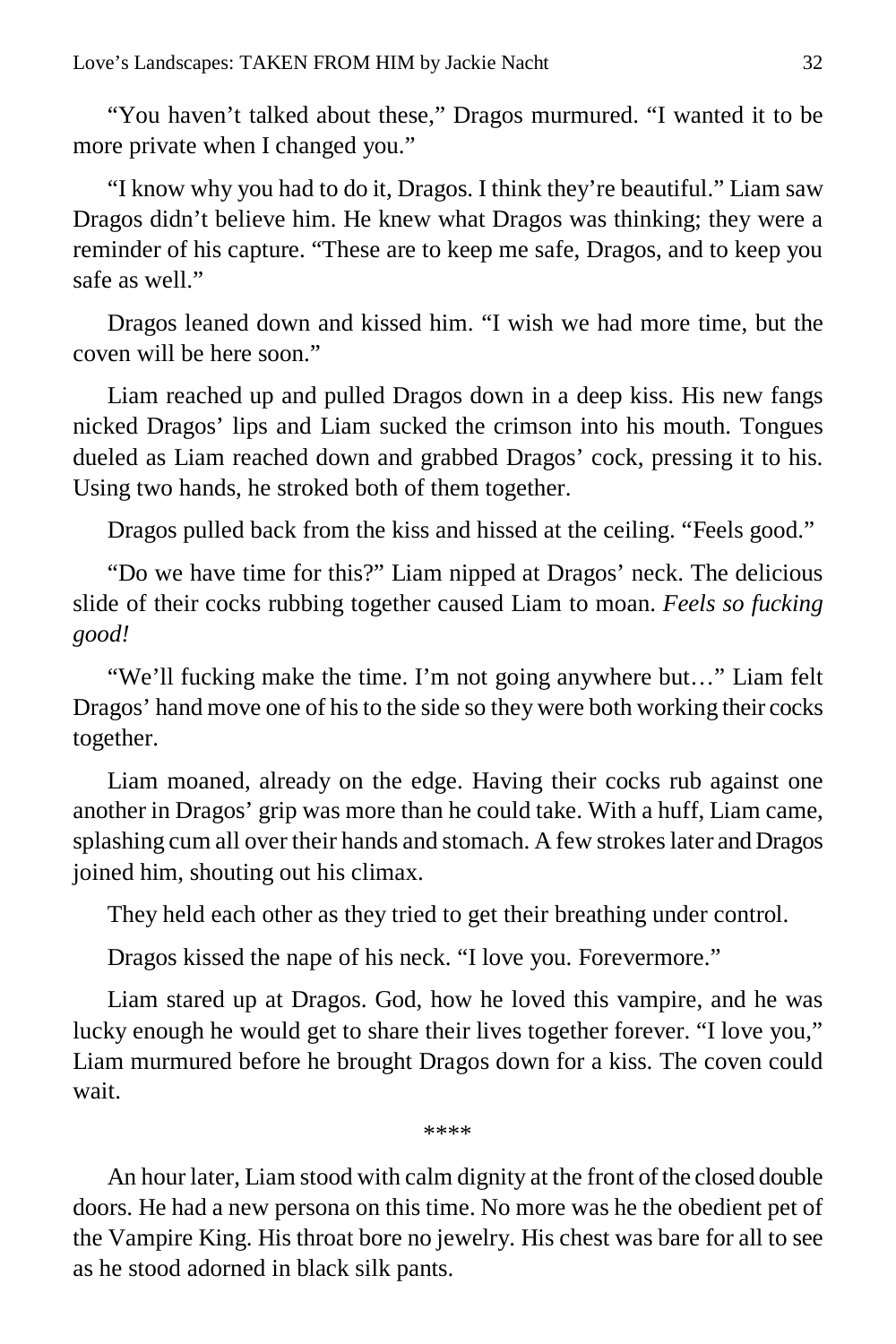"You haven't talked about these," Dragos murmured. "I wanted it to be more private when I changed you."

"I know why you had to do it, Dragos. I think they're beautiful." Liam saw Dragos didn't believe him. He knew what Dragos was thinking; they were a reminder of his capture. "These are to keep me safe, Dragos, and to keep you safe as well."

Dragos leaned down and kissed him. "I wish we had more time, but the coven will be here soon."

Liam reached up and pulled Dragos down in a deep kiss. His new fangs nicked Dragos' lips and Liam sucked the crimson into his mouth. Tongues dueled as Liam reached down and grabbed Dragos' cock, pressing it to his. Using two hands, he stroked both of them together.

Dragos pulled back from the kiss and hissed at the ceiling. "Feels good."

"Do we have time for this?" Liam nipped at Dragos' neck. The delicious slide of their cocks rubbing together caused Liam to moan. *Feels so fucking good!*

"We'll fucking make the time. I'm not going anywhere but…" Liam felt Dragos' hand move one of his to the side so they were both working their cocks together.

Liam moaned, already on the edge. Having their cocks rub against one another in Dragos' grip was more than he could take. With a huff, Liam came, splashing cum all over their hands and stomach. A few strokes later and Dragos joined him, shouting out his climax.

They held each other as they tried to get their breathing under control.

Dragos kissed the nape of his neck. "I love you. Forevermore."

Liam stared up at Dragos. God, how he loved this vampire, and he was lucky enough he would get to share their lives together forever. "I love you," Liam murmured before he brought Dragos down for a kiss. The coven could wait.

****

An hour later, Liam stood with calm dignity at the front of the closed double doors. He had a new persona on this time. No more was he the obedient pet of the Vampire King. His throat bore no jewelry. His chest was bare for all to see as he stood adorned in black silk pants.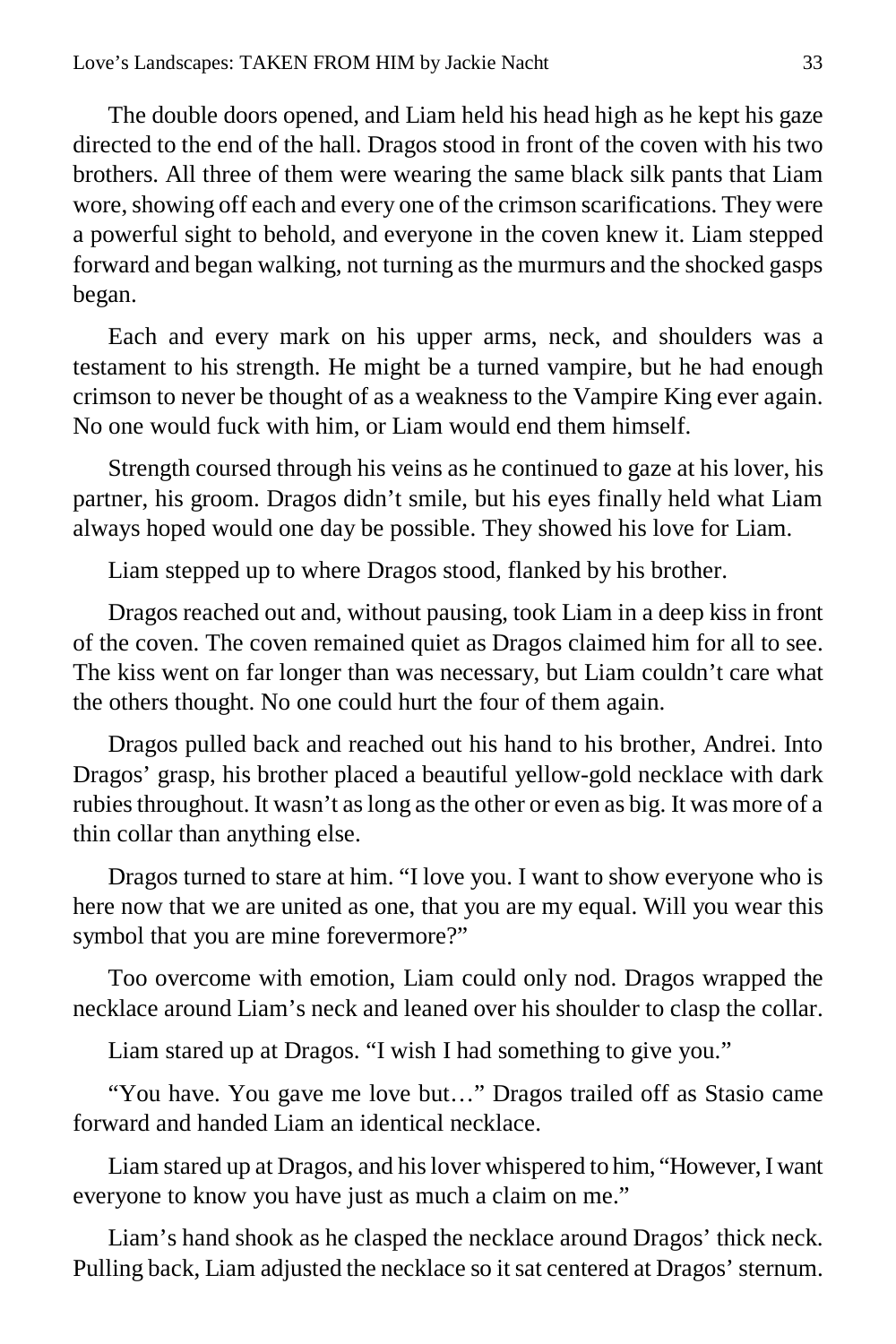The double doors opened, and Liam held his head high as he kept his gaze directed to the end of the hall. Dragos stood in front of the coven with his two brothers. All three of them were wearing the same black silk pants that Liam wore, showing off each and every one of the crimson scarifications. They were a powerful sight to behold, and everyone in the coven knew it. Liam stepped forward and began walking, not turning as the murmurs and the shocked gasps began.

Each and every mark on his upper arms, neck, and shoulders was a testament to his strength. He might be a turned vampire, but he had enough crimson to never be thought of as a weakness to the Vampire King ever again. No one would fuck with him, or Liam would end them himself.

Strength coursed through his veins as he continued to gaze at his lover, his partner, his groom. Dragos didn't smile, but his eyes finally held what Liam always hoped would one day be possible. They showed his love for Liam.

Liam stepped up to where Dragos stood, flanked by his brother.

Dragos reached out and, without pausing, took Liam in a deep kiss in front of the coven. The coven remained quiet as Dragos claimed him for all to see. The kiss went on far longer than was necessary, but Liam couldn't care what the others thought. No one could hurt the four of them again.

Dragos pulled back and reached out his hand to his brother, Andrei. Into Dragos' grasp, his brother placed a beautiful yellow-gold necklace with dark rubies throughout. It wasn't as long as the other or even as big. It was more of a thin collar than anything else.

Dragos turned to stare at him. "I love you. I want to show everyone who is here now that we are united as one, that you are my equal. Will you wear this symbol that you are mine forevermore?"

Too overcome with emotion, Liam could only nod. Dragos wrapped the necklace around Liam's neck and leaned over his shoulder to clasp the collar.

Liam stared up at Dragos. "I wish I had something to give you."

"You have. You gave me love but…" Dragos trailed off as Stasio came forward and handed Liam an identical necklace.

Liam stared up at Dragos, and his lover whispered to him, "However, I want everyone to know you have just as much a claim on me."

Liam's hand shook as he clasped the necklace around Dragos' thick neck. Pulling back, Liam adjusted the necklace so it sat centered at Dragos' sternum.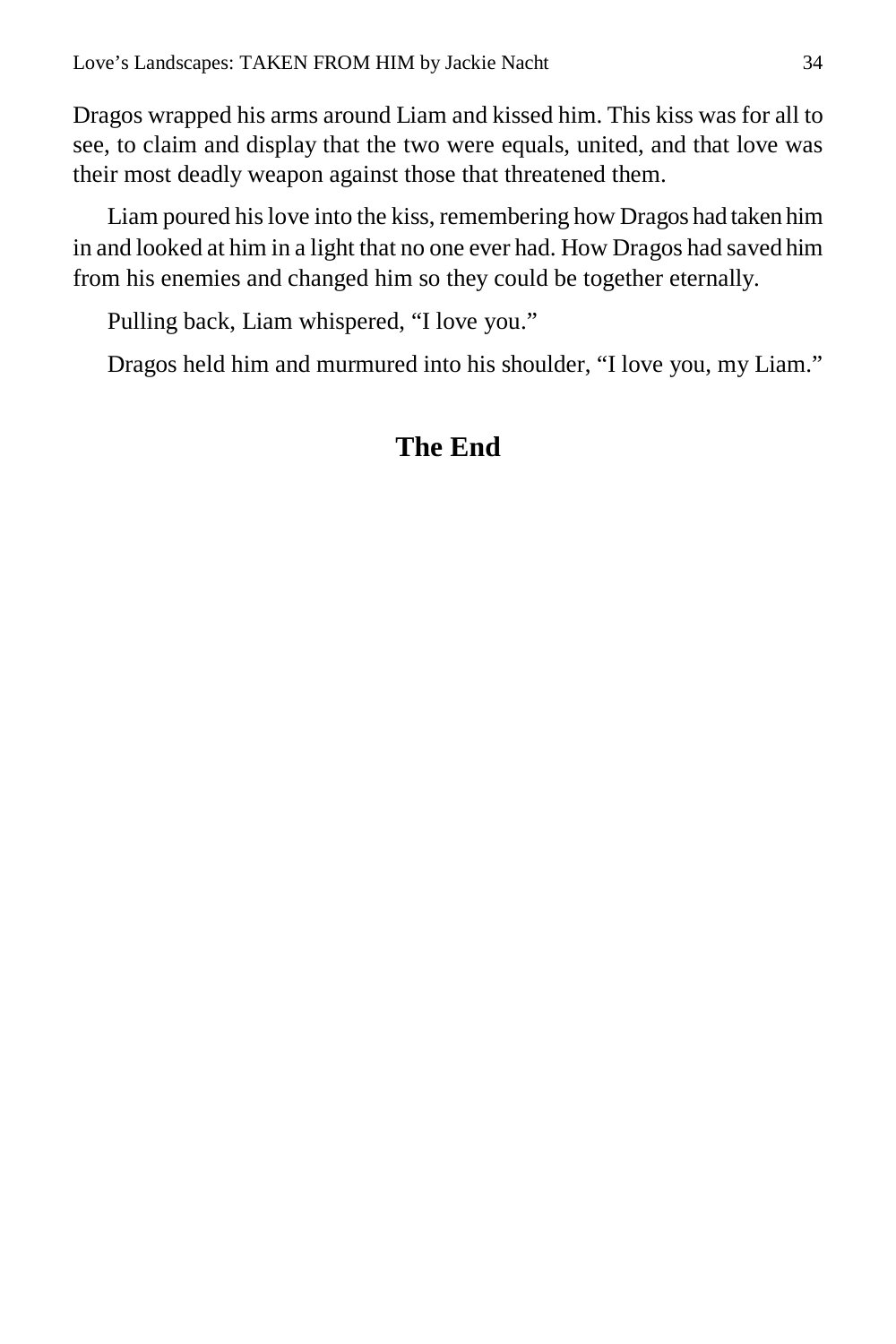Dragos wrapped his arms around Liam and kissed him. This kiss was for all to see, to claim and display that the two were equals, united, and that love was their most deadly weapon against those that threatened them.

Liam poured his love into the kiss, remembering how Dragos had taken him in and looked at him in a light that no one ever had. How Dragos had saved him from his enemies and changed him so they could be together eternally.

Pulling back, Liam whispered, “I love you.”

Dragos held him and murmured into his shoulder, “I love you, my Liam.”

## The End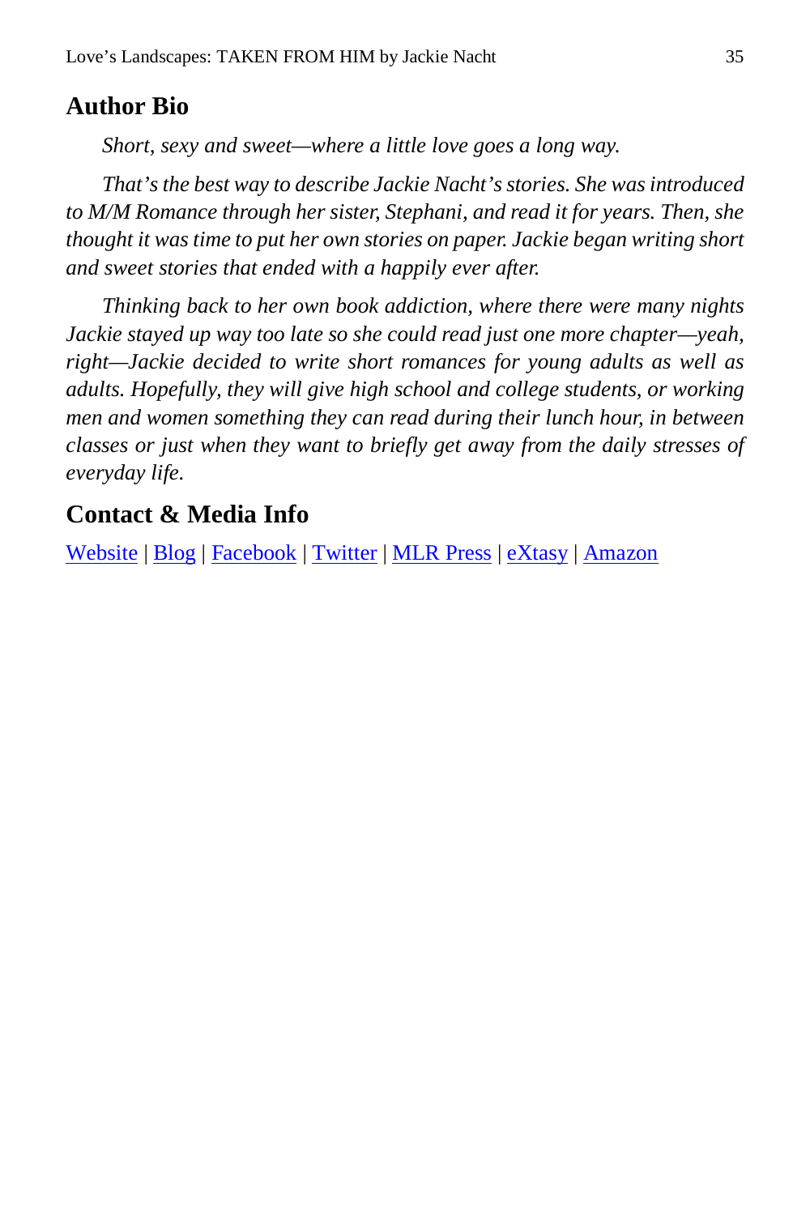## Author Bio

*Short, sexy and sweet—where a little love goes a long way.*

*That's the best way to describe Jackie Nacht's stories. She was introduced to M/M Romance through her sister, Stephani, and read it for years. Then, she thought it was time to put her own stories on paper. Jackie began writing short and sweet stories that ended with a happily ever after.*

*Thinking back to her own book addiction, where there were many nights Jackie stayed up way too late so she could read just one more chapter—yeah, right—Jackie decided to write short romances for young adults as well as adults. Hopefully, they will give high school and college students, or working men and women something they can read during their lunch hour, in between classes or just when they want to briefly get away from the daily stresses of everyday life.*

## Contact & Media Info

Website | Blog | Facebook | Twitter | MLR Press | eXtasy | Amazon